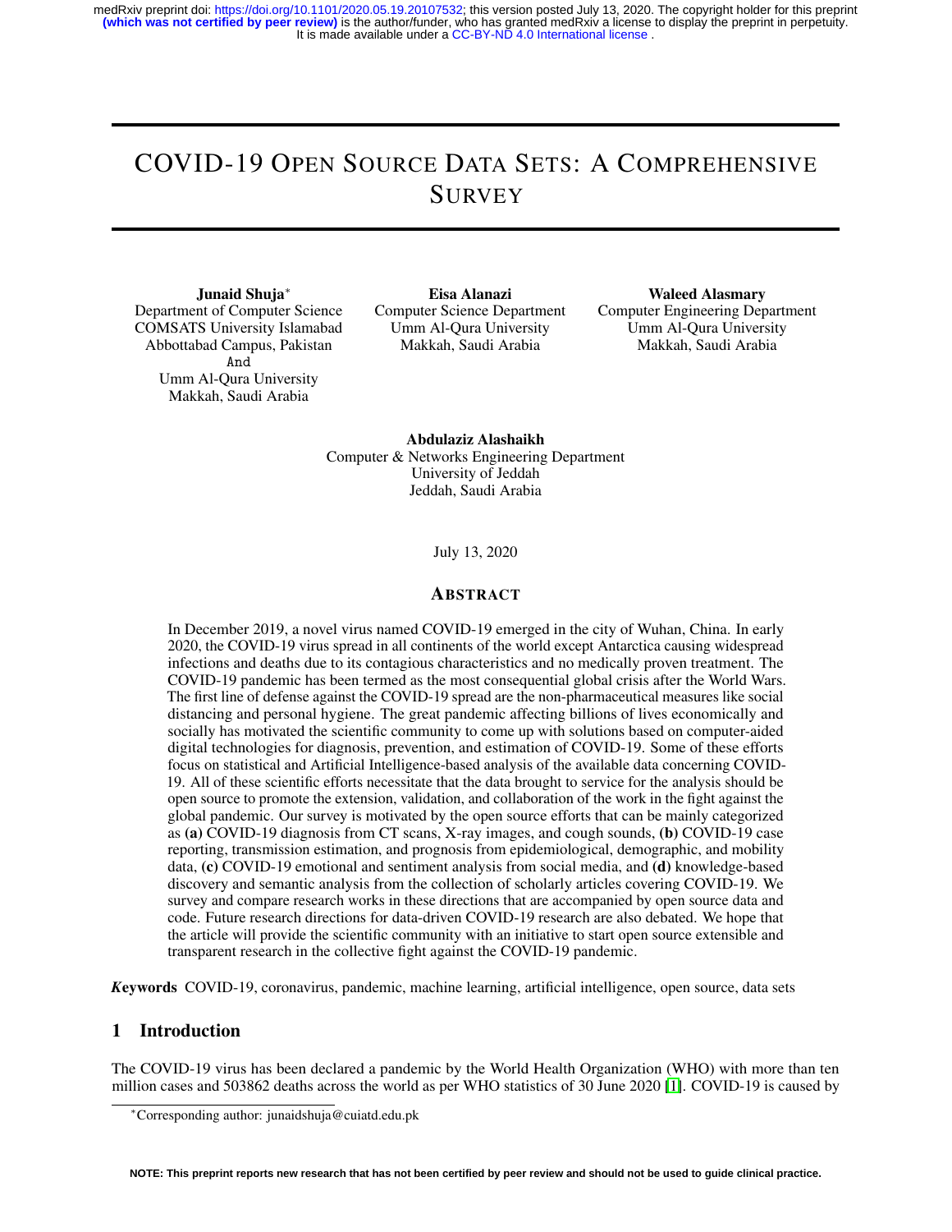# COVID-19 Open Source Data Sets: A Comprehensive Survey

**Junaid Shuja**[*]
Department of Computer Science
COMSATS University Islamabad
Abbottabad Campus, Pakistan
And
Umm Al-Qura University
Makkah, Saudi Arabia

**Eisa Alanazi**
Computer Science Department
Umm Al-Qura University
Makkah, Saudi Arabia

**Waleed Alasmary**
Computer Engineering Department
Umm Al-Qura University
Makkah, Saudi Arabia

**Abdulaziz Alashaikh**
Computer & Networks Engineering Department
University of Jeddah
Jeddah, Saudi Arabia

July 13, 2020

## Abstract

In December 2019, a novel virus named COVID-19 emerged in the city of Wuhan, China. In early 2020, the COVID-19 virus spread in all continents of the world except Antarctica causing widespread infections and deaths due to its contagious characteristics and no medically proven treatment. The COVID-19 pandemic has been termed as the most consequential global crisis after the World Wars. The first line of defense against the COVID-19 spread are the non-pharmaceutical measures like social distancing and personal hygiene. The great pandemic affecting billions of lives economically and socially has motivated the scientific community to come up with solutions based on computer-aided digital technologies for diagnosis, prevention, and estimation of COVID-19. Some of these efforts focus on statistical and Artificial Intelligence-based analysis of the available data concerning COVID-19. All of these scientific efforts necessitate that the data brought to service for the analysis should be open source to promote the extension, validation, and collaboration of the work in the fight against the global pandemic. Our survey is motivated by the open source efforts that can be mainly categorized as **(a)** COVID-19 diagnosis from CT scans, X-ray images, and cough sounds, **(b)** COVID-19 case reporting, transmission estimation, and prognosis from epidemiological, demographic, and mobility data, **(c)** COVID-19 emotional and sentiment analysis from social media, and **(d)** knowledge-based discovery and semantic analysis from the collection of scholarly articles covering COVID-19. We survey and compare research works in these directions that are accompanied by open source data and code. Future research directions for data-driven COVID-19 research are also debated. We hope that the article will provide the scientific community with an initiative to start open source extensible and transparent research in the collective fight against the COVID-19 pandemic.

***Keywords*** COVID-19, coronavirus, pandemic, machine learning, artificial intelligence, open source, data sets

## 1 Introduction

The COVID-19 virus has been declared a pandemic by the World Health Organization (WHO) with more than ten million cases and 503862 deaths across the world as per WHO statistics of 30 June 2020 [1]. COVID-19 is caused by

[*]Corresponding author: junaidshuja@cuiatd.edu.pk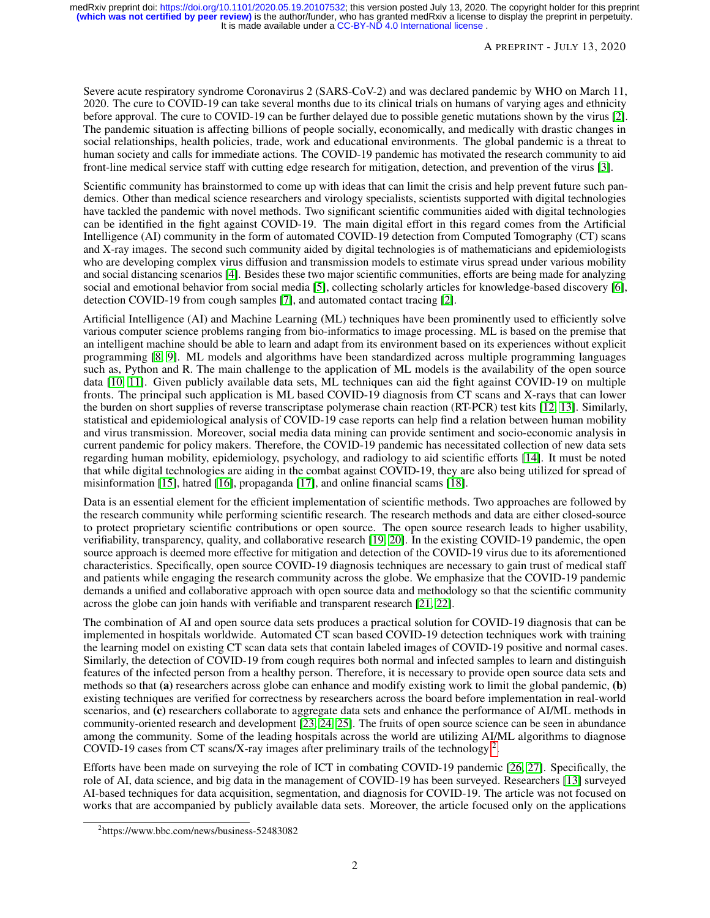Severe acute respiratory syndrome Coronavirus 2 (SARS-CoV-2) and was declared pandemic by WHO on March 11, 2020. The cure to COVID-19 can take several months due to its clinical trials on humans of varying ages and ethnicity before approval. The cure to COVID-19 can be further delayed due to possible genetic mutations shown by the virus [2]. The pandemic situation is affecting billions of people socially, economically, and medically with drastic changes in social relationships, health policies, trade, work and educational environments. The global pandemic is a threat to human society and calls for immediate actions. The COVID-19 pandemic has motivated the research community to aid front-line medical service staff with cutting edge research for mitigation, detection, and prevention of the virus [3].

Scientific community has brainstormed to come up with ideas that can limit the crisis and help prevent future such pandemics. Other than medical science researchers and virology specialists, scientists supported with digital technologies have tackled the pandemic with novel methods. Two significant scientific communities aided with digital technologies can be identified in the fight against COVID-19. The main digital effort in this regard comes from the Artificial Intelligence (AI) community in the form of automated COVID-19 detection from Computed Tomography (CT) scans and X-ray images. The second such community aided by digital technologies is of mathematicians and epidemiologists who are developing complex virus diffusion and transmission models to estimate virus spread under various mobility and social distancing scenarios [4]. Besides these two major scientific communities, efforts are being made for analyzing social and emotional behavior from social media [5], collecting scholarly articles for knowledge-based discovery [6], detection COVID-19 from cough samples [7], and automated contact tracing [2].

Artificial Intelligence (AI) and Machine Learning (ML) techniques have been prominently used to efficiently solve various computer science problems ranging from bio-informatics to image processing. ML is based on the premise that an intelligent machine should be able to learn and adapt from its environment based on its experiences without explicit programming [8, 9]. ML models and algorithms have been standardized across multiple programming languages such as, Python and R. The main challenge to the application of ML models is the availability of the open source data [10, 11]. Given publicly available data sets, ML techniques can aid the fight against COVID-19 on multiple fronts. The principal such application is ML based COVID-19 diagnosis from CT scans and X-rays that can lower the burden on short supplies of reverse transcriptase polymerase chain reaction (RT-PCR) test kits [12, 13]. Similarly, statistical and epidemiological analysis of COVID-19 case reports can help find a relation between human mobility and virus transmission. Moreover, social media data mining can provide sentiment and socio-economic analysis in current pandemic for policy makers. Therefore, the COVID-19 pandemic has necessitated collection of new data sets regarding human mobility, epidemiology, psychology, and radiology to aid scientific efforts [14]. It must be noted that while digital technologies are aiding in the combat against COVID-19, they are also being utilized for spread of misinformation [15], hatred [16], propaganda [17], and online financial scams [18].

Data is an essential element for the efficient implementation of scientific methods. Two approaches are followed by the research community while performing scientific research. The research methods and data are either closed-source to protect proprietary scientific contributions or open source. The open source research leads to higher usability, verifiability, transparency, quality, and collaborative research [19, 20]. In the existing COVID-19 pandemic, the open source approach is deemed more effective for mitigation and detection of the COVID-19 virus due to its aforementioned characteristics. Specifically, open source COVID-19 diagnosis techniques are necessary to gain trust of medical staff and patients while engaging the research community across the globe. We emphasize that the COVID-19 pandemic demands a unified and collaborative approach with open source data and methodology so that the scientific community across the globe can join hands with verifiable and transparent research [21, 22].

The combination of AI and open source data sets produces a practical solution for COVID-19 diagnosis that can be implemented in hospitals worldwide. Automated CT scan based COVID-19 detection techniques work with training the learning model on existing CT scan data sets that contain labeled images of COVID-19 positive and normal cases. Similarly, the detection of COVID-19 from cough requires both normal and infected samples to learn and distinguish features of the infected person from a healthy person. Therefore, it is necessary to provide open source data sets and methods so that **(a)** researchers across globe can enhance and modify existing work to limit the global pandemic, **(b)** existing techniques are verified for correctness by researchers across the board before implementation in real-world scenarios, and **(c)** researchers collaborate to aggregate data sets and enhance the performance of AI/ML methods in community-oriented research and development [23, 24, 25]. The fruits of open source science can be seen in abundance among the community. Some of the leading hospitals across the world are utilizing AI/ML algorithms to diagnose COVID-19 cases from CT scans/X-ray images after preliminary trails of the technology [2].

Efforts have been made on surveying the role of ICT in combating COVID-19 pandemic [26, 27]. Specifically, the role of AI, data science, and big data in the management of COVID-19 has been surveyed. Researchers [13] surveyed AI-based techniques for data acquisition, segmentation, and diagnosis for COVID-19. The article was not focused on works that are accompanied by publicly available data sets. Moreover, the article focused only on the applications

[2] https://www.bbc.com/news/business-52483082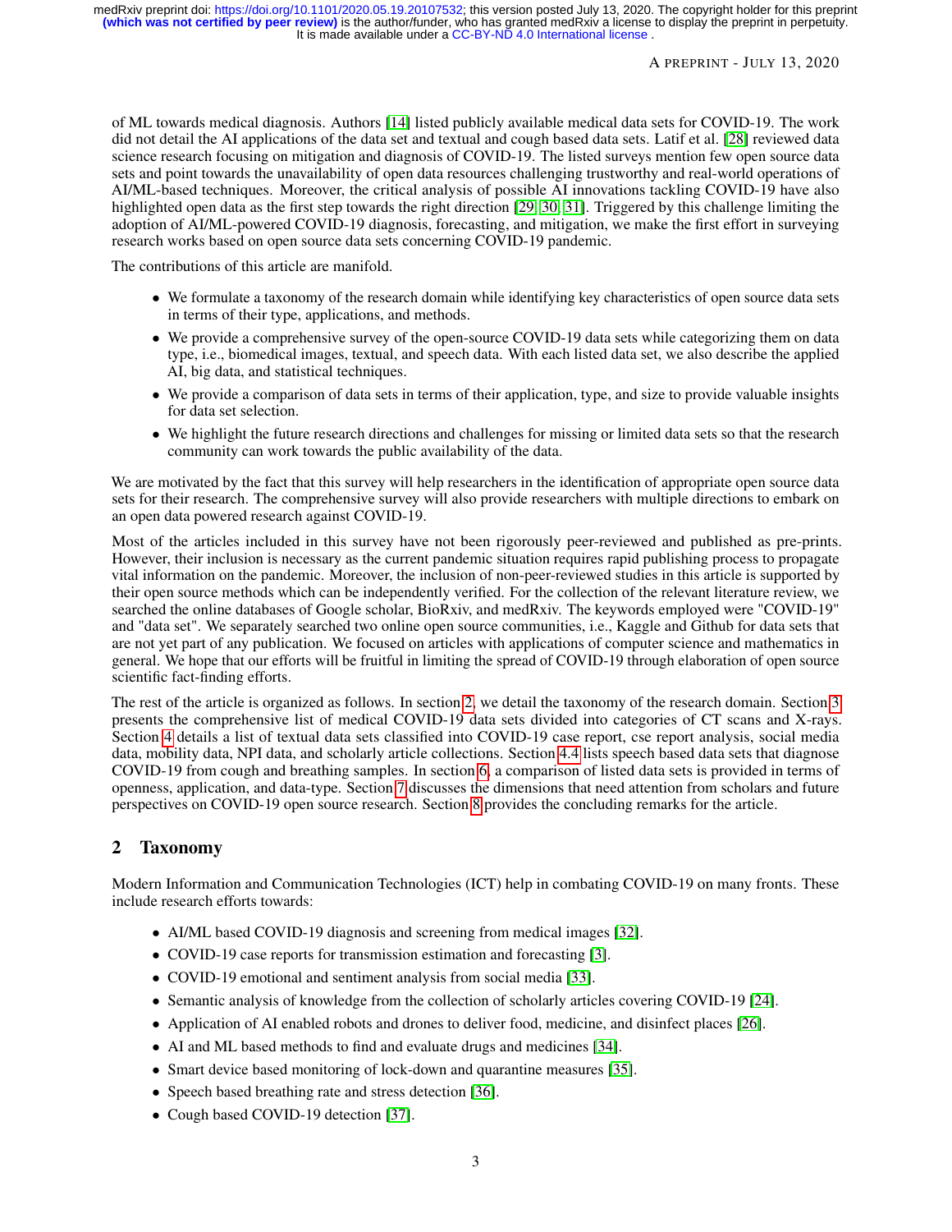of ML towards medical diagnosis. Authors [14] listed publicly available medical data sets for COVID-19. The work did not detail the AI applications of the data set and textual and cough based data sets. Latif et al. [28] reviewed data science research focusing on mitigation and diagnosis of COVID-19. The listed surveys mention few open source data sets and point towards the unavailability of open data resources challenging trustworthy and real-world operations of AI/ML-based techniques. Moreover, the critical analysis of possible AI innovations tackling COVID-19 have also highlighted open data as the first step towards the right direction [29, 30, 31]. Triggered by this challenge limiting the adoption of AI/ML-powered COVID-19 diagnosis, forecasting, and mitigation, we make the first effort in surveying research works based on open source data sets concerning COVID-19 pandemic.

The contributions of this article are manifold.

- We formulate a taxonomy of the research domain while identifying key characteristics of open source data sets in terms of their type, applications, and methods.
- We provide a comprehensive survey of the open-source COVID-19 data sets while categorizing them on data type, i.e., biomedical images, textual, and speech data. With each listed data set, we also describe the applied AI, big data, and statistical techniques.
- We provide a comparison of data sets in terms of their application, type, and size to provide valuable insights for data set selection.
- We highlight the future research directions and challenges for missing or limited data sets so that the research community can work towards the public availability of the data.

We are motivated by the fact that this survey will help researchers in the identification of appropriate open source data sets for their research. The comprehensive survey will also provide researchers with multiple directions to embark on an open data powered research against COVID-19.

Most of the articles included in this survey have not been rigorously peer-reviewed and published as pre-prints. However, their inclusion is necessary as the current pandemic situation requires rapid publishing process to propagate vital information on the pandemic. Moreover, the inclusion of non-peer-reviewed studies in this article is supported by their open source methods which can be independently verified. For the collection of the relevant literature review, we searched the online databases of Google scholar, BioRxiv, and medRxiv. The keywords employed were "COVID-19" and "data set". We separately searched two online open source communities, i.e., Kaggle and Github for data sets that are not yet part of any publication. We focused on articles with applications of computer science and mathematics in general. We hope that our efforts will be fruitful in limiting the spread of COVID-19 through elaboration of open source scientific fact-finding efforts.

The rest of the article is organized as follows. In section 2, we detail the taxonomy of the research domain. Section 3 presents the comprehensive list of medical COVID-19 data sets divided into categories of CT scans and X-rays. Section 4 details a list of textual data sets classified into COVID-19 case report, cse report analysis, social media data, mobility data, NPI data, and scholarly article collections. Section 4.4 lists speech based data sets that diagnose COVID-19 from cough and breathing samples. In section 6, a comparison of listed data sets is provided in terms of openness, application, and data-type. Section 7 discusses the dimensions that need attention from scholars and future perspectives on COVID-19 open source research. Section 8 provides the concluding remarks for the article.

## 2 Taxonomy

Modern Information and Communication Technologies (ICT) help in combating COVID-19 on many fronts. These include research efforts towards:

- AI/ML based COVID-19 diagnosis and screening from medical images [32].
- COVID-19 case reports for transmission estimation and forecasting [3].
- COVID-19 emotional and sentiment analysis from social media [33].
- Semantic analysis of knowledge from the collection of scholarly articles covering COVID-19 [24].
- Application of AI enabled robots and drones to deliver food, medicine, and disinfect places [26].
- AI and ML based methods to find and evaluate drugs and medicines [34].
- Smart device based monitoring of lock-down and quarantine measures [35].
- Speech based breathing rate and stress detection [36].
- Cough based COVID-19 detection [37].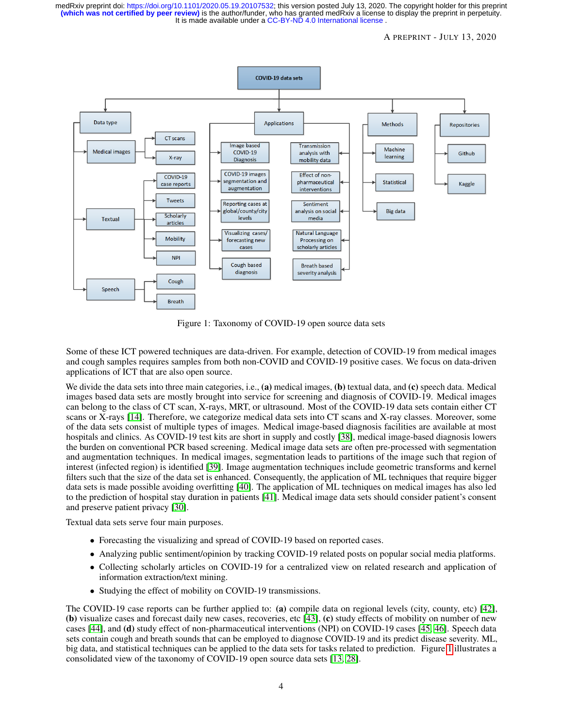Figure 1: Taxonomy of COVID-19 open source data sets

Some of these ICT powered techniques are data-driven. For example, detection of COVID-19 from medical images and cough samples requires samples from both non-COVID and COVID-19 positive cases. We focus on data-driven applications of ICT that are also open source.

We divide the data sets into three main categories, i.e., **(a)** medical images, **(b)** textual data, and **(c)** speech data. Medical images based data sets are mostly brought into service for screening and diagnosis of COVID-19. Medical images can belong to the class of CT scan, X-rays, MRT, or ultrasound. Most of the COVID-19 data sets contain either CT scans or X-rays [14]. Therefore, we categorize medical data sets into CT scans and X-ray classes. Moreover, some of the data sets consist of multiple types of images. Medical image-based diagnosis facilities are available at most hospitals and clinics. As COVID-19 test kits are short in supply and costly [38], medical image-based diagnosis lowers the burden on conventional PCR based screening. Medical image data sets are often pre-processed with segmentation and augmentation techniques. In medical images, segmentation leads to partitions of the image such that region of interest (infected region) is identified [39]. Image augmentation techniques include geometric transforms and kernel filters such that the size of the data set is enhanced. Consequently, the application of ML techniques that require bigger data sets is made possible avoiding overfitting [40]. The application of ML techniques on medical images has also led to the prediction of hospital stay duration in patients [41]. Medical image data sets should consider patient's consent and preserve patient privacy [30].

Textual data sets serve four main purposes.

- Forecasting the visualizing and spread of COVID-19 based on reported cases.
- Analyzing public sentiment/opinion by tracking COVID-19 related posts on popular social media platforms.
- Collecting scholarly articles on COVID-19 for a centralized view on related research and application of information extraction/text mining.
- Studying the effect of mobility on COVID-19 transmissions.

The COVID-19 case reports can be further applied to: **(a)** compile data on regional levels (city, county, etc) [42], **(b)** visualize cases and forecast daily new cases, recoveries, etc [43], **(c)** study effects of mobility on number of new cases [44], and **(d)** study effect of non-pharmaceutical interventions (NPI) on COVID-19 cases [45, 46]. Speech data sets contain cough and breath sounds that can be employed to diagnose COVID-19 and its predict disease severity. ML, big data, and statistical techniques can be applied to the data sets for tasks related to prediction. Figure 1 illustrates a consolidated view of the taxonomy of COVID-19 open source data sets [13, 28].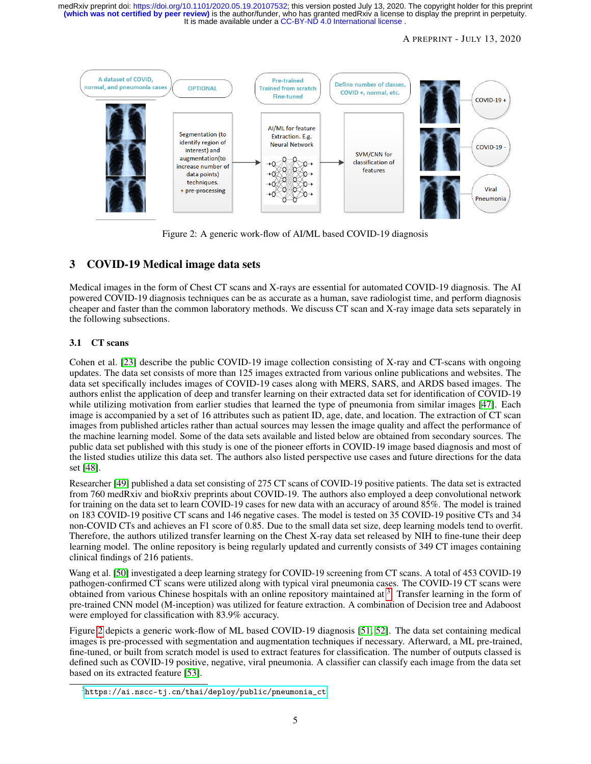Figure 2: A generic work-flow of AI/ML based COVID-19 diagnosis

## 3 COVID-19 Medical image data sets

Medical images in the form of Chest CT scans and X-rays are essential for automated COVID-19 diagnosis. The AI powered COVID-19 diagnosis techniques can be as accurate as a human, save radiologist time, and perform diagnosis cheaper and faster than the common laboratory methods. We discuss CT scan and X-ray image data sets separately in the following subsections.

### 3.1 CT scans

Cohen et al. [23] describe the public COVID-19 image collection consisting of X-ray and CT-scans with ongoing updates. The data set consists of more than 125 images extracted from various online publications and websites. The data set specifically includes images of COVID-19 cases along with MERS, SARS, and ARDS based images. The authors enlist the application of deep and transfer learning on their extracted data set for identification of COVID-19 while utilizing motivation from earlier studies that learned the type of pneumonia from similar images [47]. Each image is accompanied by a set of 16 attributes such as patient ID, age, date, and location. The extraction of CT scan images from published articles rather than actual sources may lessen the image quality and affect the performance of the machine learning model. Some of the data sets available and listed below are obtained from secondary sources. The public data set published with this study is one of the pioneer efforts in COVID-19 image based diagnosis and most of the listed studies utilize this data set. The authors also listed perspective use cases and future directions for the data set [48].

Researcher [49] published a data set consisting of 275 CT scans of COVID-19 positive patients. The data set is extracted from 760 medRxiv and bioRxiv preprints about COVID-19. The authors also employed a deep convolutional network for training on the data set to learn COVID-19 cases for new data with an accuracy of around 85%. The model is trained on 183 COVID-19 positive CT scans and 146 negative cases. The model is tested on 35 COVID-19 positive CTs and 34 non-COVID CTs and achieves an F1 score of 0.85. Due to the small data set size, deep learning models tend to overfit. Therefore, the authors utilized transfer learning on the Chest X-ray data set released by NIH to fine-tune their deep learning model. The online repository is being regularly updated and currently consists of 349 CT images containing clinical findings of 216 patients.

Wang et al. [50] investigated a deep learning strategy for COVID-19 screening from CT scans. A total of 453 COVID-19 pathogen-confirmed CT scans were utilized along with typical viral pneumonia cases. The COVID-19 CT scans were obtained from various Chinese hospitals with an online repository maintained at[3]. Transfer learning in the form of pre-trained CNN model (M-inception) was utilized for feature extraction. A combination of Decision tree and Adaboost were employed for classification with 83.9% accuracy.

Figure 2 depicts a generic work-flow of ML based COVID-19 diagnosis [51, 52]. The data set containing medical images is pre-processed with segmentation and augmentation techniques if necessary. Afterward, a ML pre-trained, fine-tuned, or built from scratch model is used to extract features for classification. The number of outputs classed is defined such as COVID-19 positive, negative, viral pneumonia. A classifier can classify each image from the data set based on its extracted feature [53].

[3] https://ai.nscc-tj.cn/thai/deploy/public/pneumonia_ct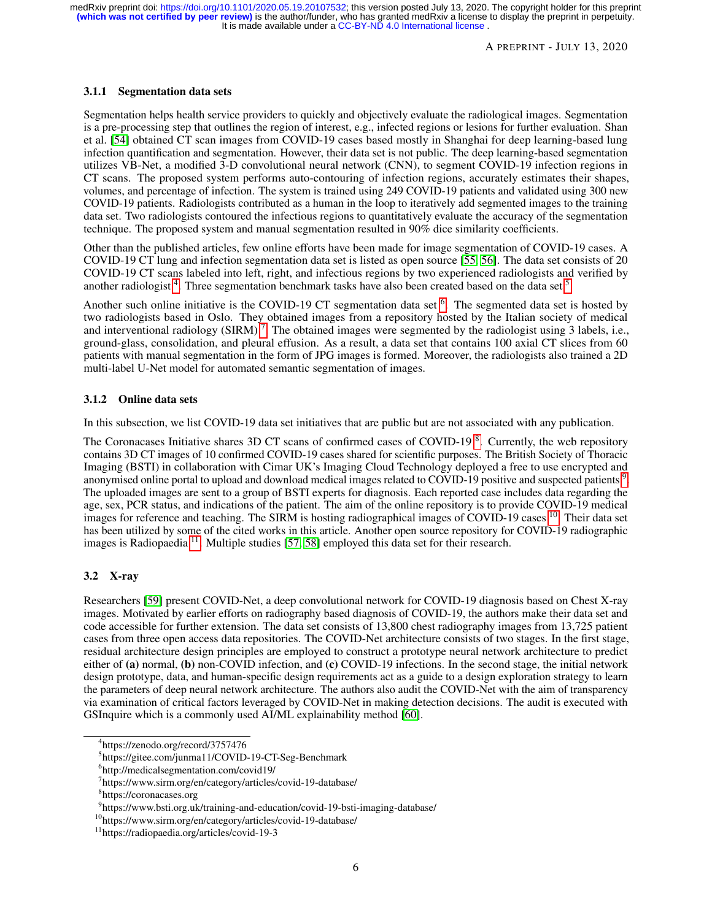### 3.1.1 Segmentation data sets

Segmentation helps health service providers to quickly and objectively evaluate the radiological images. Segmentation is a pre-processing step that outlines the region of interest, e.g., infected regions or lesions for further evaluation. Shan et al. [54] obtained CT scan images from COVID-19 cases based mostly in Shanghai for deep learning-based lung infection quantification and segmentation. However, their data set is not public. The deep learning-based segmentation utilizes VB-Net, a modified 3-D convolutional neural network (CNN), to segment COVID-19 infection regions in CT scans. The proposed system performs auto-contouring of infection regions, accurately estimates their shapes, volumes, and percentage of infection. The system is trained using 249 COVID-19 patients and validated using 300 new COVID-19 patients. Radiologists contributed as a human in the loop to iteratively add segmented images to the training data set. Two radiologists contoured the infectious regions to quantitatively evaluate the accuracy of the segmentation technique. The proposed system and manual segmentation resulted in 90% dice similarity coefficients.

Other than the published articles, few online efforts have been made for image segmentation of COVID-19 cases. A COVID-19 CT lung and infection segmentation data set is listed as open source [55, 56]. The data set consists of 20 COVID-19 CT scans labeled into left, right, and infectious regions by two experienced radiologists and verified by another radiologist [4]. Three segmentation benchmark tasks have also been created based on the data set [5].

Another such online initiative is the COVID-19 CT segmentation data set [6]. The segmented data set is hosted by two radiologists based in Oslo. They obtained images from a repository hosted by the Italian society of medical and interventional radiology (SIRM) [7]. The obtained images were segmented by the radiologist using 3 labels, i.e., ground-glass, consolidation, and pleural effusion. As a result, a data set that contains 100 axial CT slices from 60 patients with manual segmentation in the form of JPG images is formed. Moreover, the radiologists also trained a 2D multi-label U-Net model for automated semantic segmentation of images.

### 3.1.2 Online data sets

In this subsection, we list COVID-19 data set initiatives that are public but are not associated with any publication.

The Coronacases Initiative shares 3D CT scans of confirmed cases of COVID-19 [8]. Currently, the web repository contains 3D CT images of 10 confirmed COVID-19 cases shared for scientific purposes. The British Society of Thoracic Imaging (BSTI) in collaboration with Cimar UK's Imaging Cloud Technology deployed a free to use encrypted and anonymised online portal to upload and download medical images related to COVID-19 positive and suspected patients [9]. The uploaded images are sent to a group of BSTI experts for diagnosis. Each reported case includes data regarding the age, sex, PCR status, and indications of the patient. The aim of the online repository is to provide COVID-19 medical images for reference and teaching. The SIRM is hosting radiographical images of COVID-19 cases [10]. Their data set has been utilized by some of the cited works in this article. Another open source repository for COVID-19 radiographic images is Radiopaedia [11]. Multiple studies [57, 58] employed this data set for their research.

## 3.2 X-ray

Researchers [59] present COVID-Net, a deep convolutional network for COVID-19 diagnosis based on Chest X-ray images. Motivated by earlier efforts on radiography based diagnosis of COVID-19, the authors make their data set and code accessible for further extension. The data set consists of 13,800 chest radiography images from 13,725 patient cases from three open access data repositories. The COVID-Net architecture consists of two stages. In the first stage, residual architecture design principles are employed to construct a prototype neural network architecture to predict either of **(a)** normal, **(b)** non-COVID infection, and **(c)** COVID-19 infections. In the second stage, the initial network design prototype, data, and human-specific design requirements act as a guide to a design exploration strategy to learn the parameters of deep neural network architecture. The authors also audit the COVID-Net with the aim of transparency via examination of critical factors leveraged by COVID-Net in making detection decisions. The audit is executed with GSInquire which is a commonly used AI/ML explainability method [60].

---

[4] https://zenodo.org/record/3757476
[5] https://gitee.com/junma11/COVID-19-CT-Seg-Benchmark
[6] http://medicalsegmentation.com/covid19/
[7] https://www.sirm.org/en/category/articles/covid-19-database/
[8] https://coronacases.org
[9] https://www.bsti.org.uk/training-and-education/covid-19-bsti-imaging-database/
[10] https://www.sirm.org/en/category/articles/covid-19-database/
[11] https://radiopaedia.org/articles/covid-19-3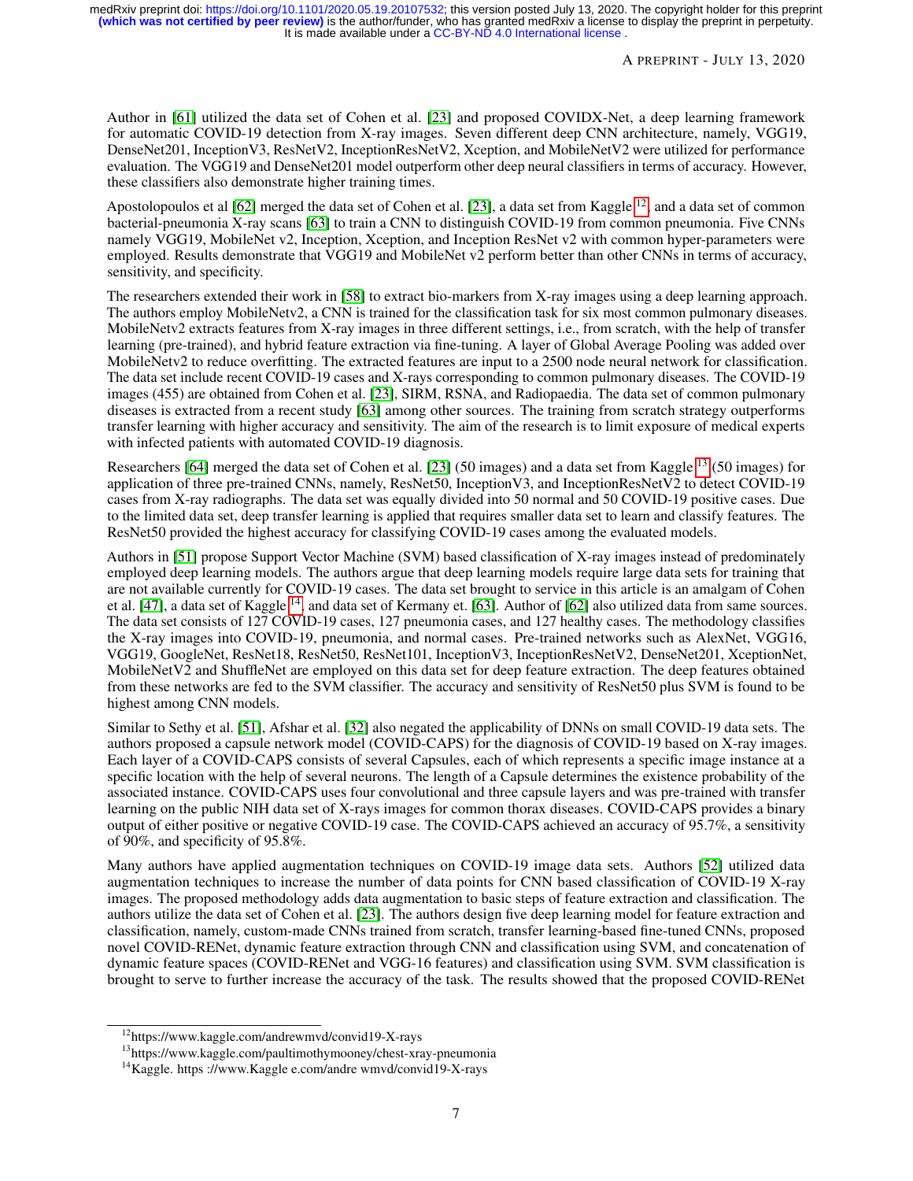Author in [61] utilized the data set of Cohen et al. [23] and proposed COVIDX-Net, a deep learning framework for automatic COVID-19 detection from X-ray images. Seven different deep CNN architecture, namely, VGG19, DenseNet201, InceptionV3, ResNetV2, InceptionResNetV2, Xception, and MobileNetV2 were utilized for performance evaluation. The VGG19 and DenseNet201 model outperform other deep neural classifiers in terms of accuracy. However, these classifiers also demonstrate higher training times.

Apostolopoulos et al [62] merged the data set of Cohen et al. [23], a data set from Kaggle [12], and a data set of common bacterial-pneumonia X-ray scans [63] to train a CNN to distinguish COVID-19 from common pneumonia. Five CNNs namely VGG19, MobileNet v2, Inception, Xception, and Inception ResNet v2 with common hyper-parameters were employed. Results demonstrate that VGG19 and MobileNet v2 perform better than other CNNs in terms of accuracy, sensitivity, and specificity.

The researchers extended their work in [58] to extract bio-markers from X-ray images using a deep learning approach. The authors employ MobileNetv2, a CNN is trained for the classification task for six most common pulmonary diseases. MobileNetv2 extracts features from X-ray images in three different settings, i.e., from scratch, with the help of transfer learning (pre-trained), and hybrid feature extraction via fine-tuning. A layer of Global Average Pooling was added over MobileNetv2 to reduce overfitting. The extracted features are input to a 2500 node neural network for classification. The data set include recent COVID-19 cases and X-rays corresponding to common pulmonary diseases. The COVID-19 images (455) are obtained from Cohen et al. [23], SIRM, RSNA, and Radiopaedia. The data set of common pulmonary diseases is extracted from a recent study [63] among other sources. The training from scratch strategy outperforms transfer learning with higher accuracy and sensitivity. The aim of the research is to limit exposure of medical experts with infected patients with automated COVID-19 diagnosis.

Researchers [64] merged the data set of Cohen et al. [23] (50 images) and a data set from Kaggle [13] (50 images) for application of three pre-trained CNNs, namely, ResNet50, InceptionV3, and InceptionResNetV2 to detect COVID-19 cases from X-ray radiographs. The data set was equally divided into 50 normal and 50 COVID-19 positive cases. Due to the limited data set, deep transfer learning is applied that requires smaller data set to learn and classify features. The ResNet50 provided the highest accuracy for classifying COVID-19 cases among the evaluated models.

Authors in [51] propose Support Vector Machine (SVM) based classification of X-ray images instead of predominately employed deep learning models. The authors argue that deep learning models require large data sets for training that are not available currently for COVID-19 cases. The data set brought to service in this article is an amalgam of Cohen et al. [47], a data set of Kaggle [14], and data set of Kermany et. [63]. Author of [62] also utilized data from same sources. The data set consists of 127 COVID-19 cases, 127 pneumonia cases, and 127 healthy cases. The methodology classifies the X-ray images into COVID-19, pneumonia, and normal cases. Pre-trained networks such as AlexNet, VGG16, VGG19, GoogleNet, ResNet18, ResNet50, ResNet101, InceptionV3, InceptionResNetV2, DenseNet201, XceptionNet, MobileNetV2 and ShuffleNet are employed on this data set for deep feature extraction. The deep features obtained from these networks are fed to the SVM classifier. The accuracy and sensitivity of ResNet50 plus SVM is found to be highest among CNN models.

Similar to Sethy et al. [51], Afshar et al. [32] also negated the applicability of DNNs on small COVID-19 data sets. The authors proposed a capsule network model (COVID-CAPS) for the diagnosis of COVID-19 based on X-ray images. Each layer of a COVID-CAPS consists of several Capsules, each of which represents a specific image instance at a specific location with the help of several neurons. The length of a Capsule determines the existence probability of the associated instance. COVID-CAPS uses four convolutional and three capsule layers and was pre-trained with transfer learning on the public NIH data set of X-rays images for common thorax diseases. COVID-CAPS provides a binary output of either positive or negative COVID-19 case. The COVID-CAPS achieved an accuracy of 95.7%, a sensitivity of 90%, and specificity of 95.8%.

Many authors have applied augmentation techniques on COVID-19 image data sets. Authors [52] utilized data augmentation techniques to increase the number of data points for CNN based classification of COVID-19 X-ray images. The proposed methodology adds data augmentation to basic steps of feature extraction and classification. The authors utilize the data set of Cohen et al. [23]. The authors design five deep learning model for feature extraction and classification, namely, custom-made CNNs trained from scratch, transfer learning-based fine-tuned CNNs, proposed novel COVID-RENet, dynamic feature extraction through CNN and classification using SVM, and concatenation of dynamic feature spaces (COVID-RENet and VGG-16 features) and classification using SVM. SVM classification is brought to serve to further increase the accuracy of the task. The results showed that the proposed COVID-RENet

[12] https://www.kaggle.com/andrewmvd/convid19-X-rays

[13] https://www.kaggle.com/paultimothymooney/chest-xray-pneumonia

[14] Kaggle. https ://www.Kaggle e.com/andre wmvd/convid19-X-rays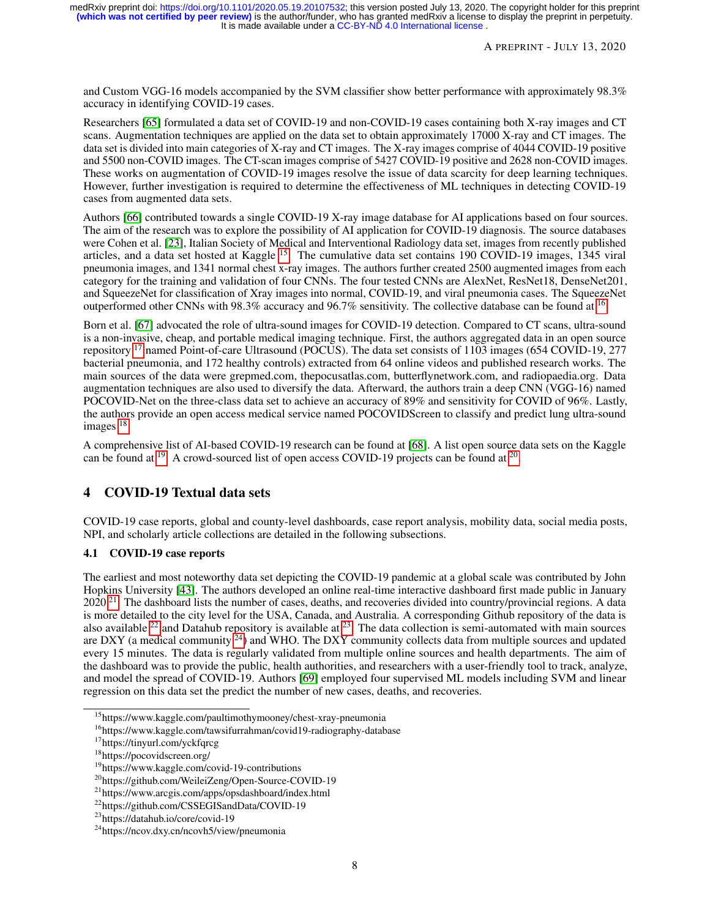and Custom VGG-16 models accompanied by the SVM classifier show better performance with approximately 98.3% accuracy in identifying COVID-19 cases.

Researchers [65] formulated a data set of COVID-19 and non-COVID-19 cases containing both X-ray images and CT scans. Augmentation techniques are applied on the data set to obtain approximately 17000 X-ray and CT images. The data set is divided into main categories of X-ray and CT images. The X-ray images comprise of 4044 COVID-19 positive and 5500 non-COVID images. The CT-scan images comprise of 5427 COVID-19 positive and 2628 non-COVID images. These works on augmentation of COVID-19 images resolve the issue of data scarcity for deep learning techniques. However, further investigation is required to determine the effectiveness of ML techniques in detecting COVID-19 cases from augmented data sets.

Authors [66] contributed towards a single COVID-19 X-ray image database for AI applications based on four sources. The aim of the research was to explore the possibility of AI application for COVID-19 diagnosis. The source databases were Cohen et al. [23], Italian Society of Medical and Interventional Radiology data set, images from recently published articles, and a data set hosted at Kaggle [15]. The cumulative data set contains 190 COVID-19 images, 1345 viral pneumonia images, and 1341 normal chest x-ray images. The authors further created 2500 augmented images from each category for the training and validation of four CNNs. The four tested CNNs are AlexNet, ResNet18, DenseNet201, and SqueezeNet for classification of Xray images into normal, COVID-19, and viral pneumonia cases. The SqueezeNet outperformed other CNNs with 98.3% accuracy and 96.7% sensitivity. The collective database can be found at [16].

Born et al. [67] advocated the role of ultra-sound images for COVID-19 detection. Compared to CT scans, ultra-sound is a non-invasive, cheap, and portable medical imaging technique. First, the authors aggregated data in an open source repository [17] named Point-of-care Ultrasound (POCUS). The data set consists of 1103 images (654 COVID-19, 277 bacterial pneumonia, and 172 healthy controls) extracted from 64 online videos and published research works. The main sources of the data were grepmed.com, thepocusatlas.com, butterflynetwork.com, and radiopaedia.org. Data augmentation techniques are also used to diversify the data. Afterward, the authors train a deep CNN (VGG-16) named POCOVID-Net on the three-class data set to achieve an accuracy of 89% and sensitivity for COVID of 96%. Lastly, the authors provide an open access medical service named POCOVIDScreen to classify and predict lung ultra-sound images [18].

A comprehensive list of AI-based COVID-19 research can be found at [68]. A list open source data sets on the Kaggle can be found at [19]. A crowd-sourced list of open access COVID-19 projects can be found at [20].

## 4 COVID-19 Textual data sets

COVID-19 case reports, global and county-level dashboards, case report analysis, mobility data, social media posts, NPI, and scholarly article collections are detailed in the following subsections.

### 4.1 COVID-19 case reports

The earliest and most noteworthy data set depicting the COVID-19 pandemic at a global scale was contributed by John Hopkins University [43]. The authors developed an online real-time interactive dashboard first made public in January 2020 [21]. The dashboard lists the number of cases, deaths, and recoveries divided into country/provincial regions. A data is more detailed to the city level for the USA, Canada, and Australia. A corresponding Github repository of the data is also available [22] and Datahub repository is available at [23]. The data collection is semi-automated with main sources are DXY (a medical community [24]) and WHO. The DXY community collects data from multiple sources and updated every 15 minutes. The data is regularly validated from multiple online sources and health departments. The aim of the dashboard was to provide the public, health authorities, and researchers with a user-friendly tool to track, analyze, and model the spread of COVID-19. Authors [69] employed four supervised ML models including SVM and linear regression on this data set the predict the number of new cases, deaths, and recoveries.

[15] https://www.kaggle.com/paultimothymooney/chest-xray-pneumonia
[16] https://www.kaggle.com/tawsifurrahman/covid19-radiography-database
[17] https://tinyurl.com/yckfqrcg
[18] https://pocovidscreen.org/
[19] https://www.kaggle.com/covid-19-contributions
[20] https://github.com/WeileiZeng/Open-Source-COVID-19
[21] https://www.arcgis.com/apps/opsdashboard/index.html
[22] https://github.com/CSSEGISandData/COVID-19
[23] https://datahub.io/core/covid-19
[24] https://ncov.dxy.cn/ncovh5/view/pneumonia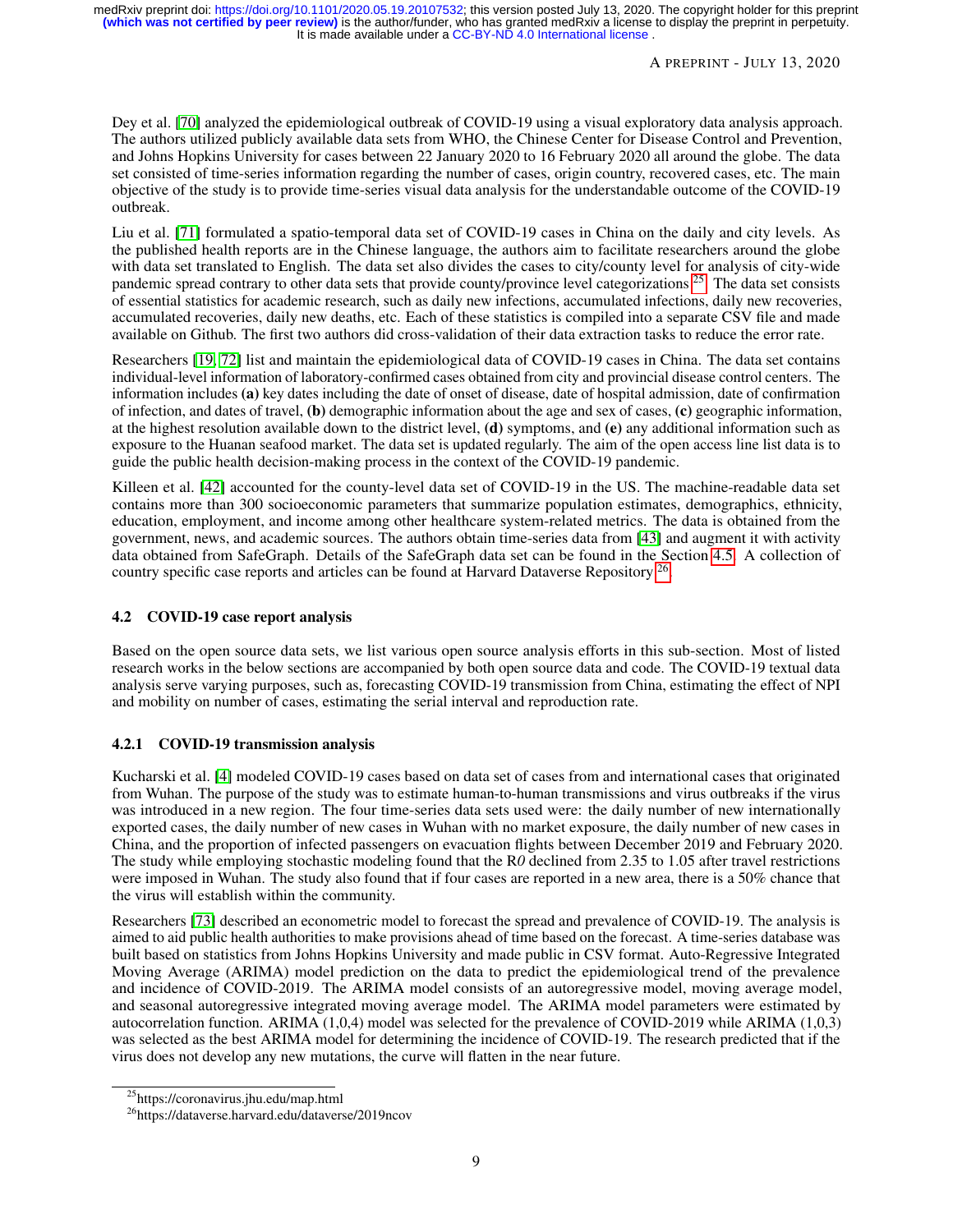Dey et al. [70] analyzed the epidemiological outbreak of COVID-19 using a visual exploratory data analysis approach. The authors utilized publicly available data sets from WHO, the Chinese Center for Disease Control and Prevention, and Johns Hopkins University for cases between 22 January 2020 to 16 February 2020 all around the globe. The data set consisted of time-series information regarding the number of cases, origin country, recovered cases, etc. The main objective of the study is to provide time-series visual data analysis for the understandable outcome of the COVID-19 outbreak.

Liu et al. [71] formulated a spatio-temporal data set of COVID-19 cases in China on the daily and city levels. As the published health reports are in the Chinese language, the authors aim to facilitate researchers around the globe with data set translated to English. The data set also divides the cases to city/county level for analysis of city-wide pandemic spread contrary to other data sets that provide county/province level categorizations [25]. The data set consists of essential statistics for academic research, such as daily new infections, accumulated infections, daily new recoveries, accumulated recoveries, daily new deaths, etc. Each of these statistics is compiled into a separate CSV file and made available on Github. The first two authors did cross-validation of their data extraction tasks to reduce the error rate.

Researchers [19, 72] list and maintain the epidemiological data of COVID-19 cases in China. The data set contains individual-level information of laboratory-confirmed cases obtained from city and provincial disease control centers. The information includes **(a)** key dates including the date of onset of disease, date of hospital admission, date of confirmation of infection, and dates of travel, **(b)** demographic information about the age and sex of cases, **(c)** geographic information, at the highest resolution available down to the district level, **(d)** symptoms, and **(e)** any additional information such as exposure to the Huanan seafood market. The data set is updated regularly. The aim of the open access line list data is to guide the public health decision-making process in the context of the COVID-19 pandemic.

Killeen et al. [42] accounted for the county-level data set of COVID-19 in the US. The machine-readable data set contains more than 300 socioeconomic parameters that summarize population estimates, demographics, ethnicity, education, employment, and income among other healthcare system-related metrics. The data is obtained from the government, news, and academic sources. The authors obtain time-series data from [43] and augment it with activity data obtained from SafeGraph. Details of the SafeGraph data set can be found in the Section 4.5. A collection of country specific case reports and articles can be found at Harvard Dataverse Repository [26].

### 4.2 COVID-19 case report analysis

Based on the open source data sets, we list various open source analysis efforts in this sub-section. Most of listed research works in the below sections are accompanied by both open source data and code. The COVID-19 textual data analysis serve varying purposes, such as, forecasting COVID-19 transmission from China, estimating the effect of NPI and mobility on number of cases, estimating the serial interval and reproduction rate.

#### 4.2.1 COVID-19 transmission analysis

Kucharski et al. [4] modeled COVID-19 cases based on data set of cases from and international cases that originated from Wuhan. The purpose of the study was to estimate human-to-human transmissions and virus outbreaks if the virus was introduced in a new region. The four time-series data sets used were: the daily number of new internationally exported cases, the daily number of new cases in Wuhan with no market exposure, the daily number of new cases in China, and the proportion of infected passengers on evacuation flights between December 2019 and February 2020. The study while employing stochastic modeling found that the $R_0$ declined from 2.35 to 1.05 after travel restrictions were imposed in Wuhan. The study also found that if four cases are reported in a new area, there is a 50% chance that the virus will establish within the community.

Researchers [73] described an econometric model to forecast the spread and prevalence of COVID-19. The analysis is aimed to aid public health authorities to make provisions ahead of time based on the forecast. A time-series database was built based on statistics from Johns Hopkins University and made public in CSV format. Auto-Regressive Integrated Moving Average (ARIMA) model prediction on the data to predict the epidemiological trend of the prevalence and incidence of COVID-2019. The ARIMA model consists of an autoregressive model, moving average model, and seasonal autoregressive integrated moving average model. The ARIMA model parameters were estimated by autocorrelation function. ARIMA (1,0,4) model was selected for the prevalence of COVID-2019 while ARIMA (1,0,3) was selected as the best ARIMA model for determining the incidence of COVID-19. The research predicted that if the virus does not develop any new mutations, the curve will flatten in the near future.

[25] https://coronavirus.jhu.edu/map.html

[26] https://dataverse.harvard.edu/dataverse/2019ncov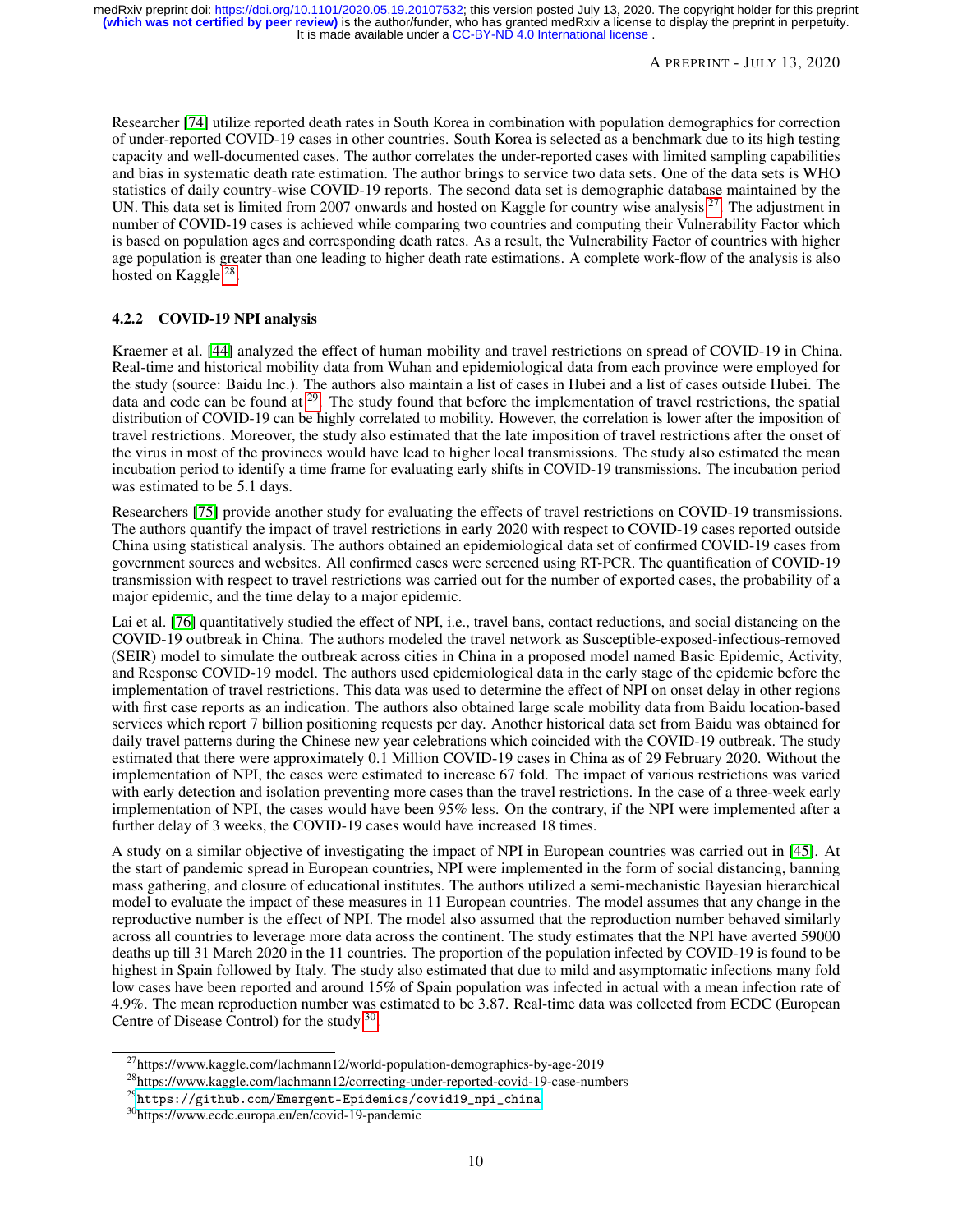Researcher [74] utilize reported death rates in South Korea in combination with population demographics for correction of under-reported COVID-19 cases in other countries. South Korea is selected as a benchmark due to its high testing capacity and well-documented cases. The author correlates the under-reported cases with limited sampling capabilities and bias in systematic death rate estimation. The author brings to service two data sets. One of the data sets is WHO statistics of daily country-wise COVID-19 reports. The second data set is demographic database maintained by the UN. This data set is limited from 2007 onwards and hosted on Kaggle for country wise analysis [27]. The adjustment in number of COVID-19 cases is achieved while comparing two countries and computing their Vulnerability Factor which is based on population ages and corresponding death rates. As a result, the Vulnerability Factor of countries with higher age population is greater than one leading to higher death rate estimations. A complete work-flow of the analysis is also hosted on Kaggle [28].

#### 4.2.2 COVID-19 NPI analysis

Kraemer et al. [44] analyzed the effect of human mobility and travel restrictions on spread of COVID-19 in China. Real-time and historical mobility data from Wuhan and epidemiological data from each province were employed for the study (source: Baidu Inc.). The authors also maintain a list of cases in Hubei and a list of cases outside Hubei. The data and code can be found at [29]. The study found that before the implementation of travel restrictions, the spatial distribution of COVID-19 can be highly correlated to mobility. However, the correlation is lower after the imposition of travel restrictions. Moreover, the study also estimated that the late imposition of travel restrictions after the onset of the virus in most of the provinces would have lead to higher local transmissions. The study also estimated the mean incubation period to identify a time frame for evaluating early shifts in COVID-19 transmissions. The incubation period was estimated to be 5.1 days.

Researchers [75] provide another study for evaluating the effects of travel restrictions on COVID-19 transmissions. The authors quantify the impact of travel restrictions in early 2020 with respect to COVID-19 cases reported outside China using statistical analysis. The authors obtained an epidemiological data set of confirmed COVID-19 cases from government sources and websites. All confirmed cases were screened using RT-PCR. The quantification of COVID-19 transmission with respect to travel restrictions was carried out for the number of exported cases, the probability of a major epidemic, and the time delay to a major epidemic.

Lai et al. [76] quantitatively studied the effect of NPI, i.e., travel bans, contact reductions, and social distancing on the COVID-19 outbreak in China. The authors modeled the travel network as Susceptible-exposed-infectious-removed (SEIR) model to simulate the outbreak across cities in China in a proposed model named Basic Epidemic, Activity, and Response COVID-19 model. The authors used epidemiological data in the early stage of the epidemic before the implementation of travel restrictions. This data was used to determine the effect of NPI on onset delay in other regions with first case reports as an indication. The authors also obtained large scale mobility data from Baidu location-based services which report 7 billion positioning requests per day. Another historical data set from Baidu was obtained for daily travel patterns during the Chinese new year celebrations which coincided with the COVID-19 outbreak. The study estimated that there were approximately 0.1 Million COVID-19 cases in China as of 29 February 2020. Without the implementation of NPI, the cases were estimated to increase 67 fold. The impact of various restrictions was varied with early detection and isolation preventing more cases than the travel restrictions. In the case of a three-week early implementation of NPI, the cases would have been 95% less. On the contrary, if the NPI were implemented after a further delay of 3 weeks, the COVID-19 cases would have increased 18 times.

A study on a similar objective of investigating the impact of NPI in European countries was carried out in [45]. At the start of pandemic spread in European countries, NPI were implemented in the form of social distancing, banning mass gathering, and closure of educational institutes. The authors utilized a semi-mechanistic Bayesian hierarchical model to evaluate the impact of these measures in 11 European countries. The model assumes that any change in the reproductive number is the effect of NPI. The model also assumed that the reproduction number behaved similarly across all countries to leverage more data across the continent. The study estimates that the NPI have averted 59000 deaths up till 31 March 2020 in the 11 countries. The proportion of the population infected by COVID-19 is found to be highest in Spain followed by Italy. The study also estimated that due to mild and asymptomatic infections many fold low cases have been reported and around 15% of Spain population was infected in actual with a mean infection rate of 4.9%. The mean reproduction number was estimated to be 3.87. Real-time data was collected from ECDC (European Centre of Disease Control) for the study [30].

---

[27] https://www.kaggle.com/lachmann12/world-population-demographics-by-age-2019

[28] https://www.kaggle.com/lachmann12/correcting-under-reported-covid-19-case-numbers

[29] https://github.com/Emergent-Epidemics/covid19_npi_china

[30] https://www.ecdc.europa.eu/en/covid-19-pandemic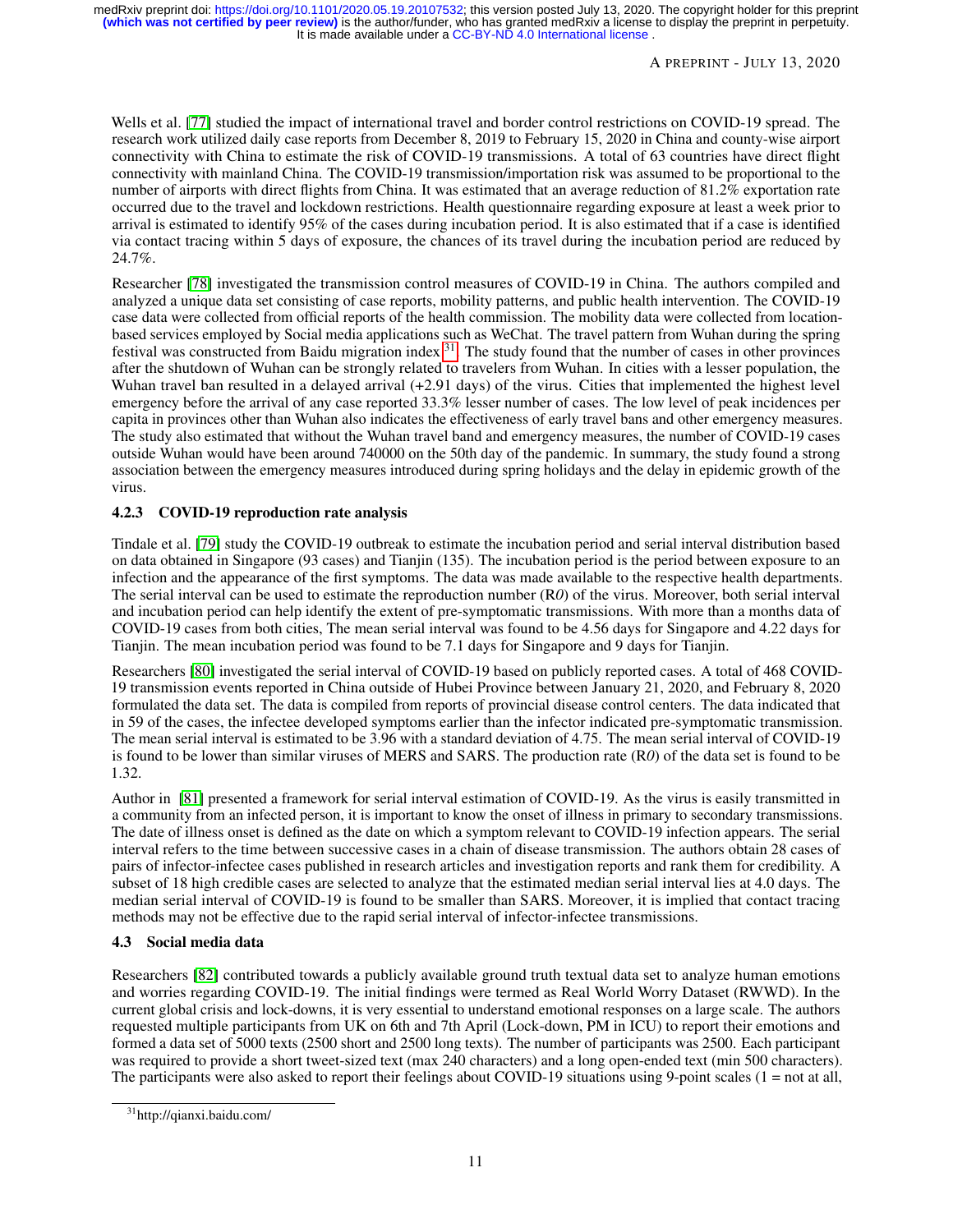Wells et al. [77] studied the impact of international travel and border control restrictions on COVID-19 spread. The research work utilized daily case reports from December 8, 2019 to February 15, 2020 in China and county-wise airport connectivity with China to estimate the risk of COVID-19 transmissions. A total of 63 countries have direct flight connectivity with mainland China. The COVID-19 transmission/importation risk was assumed to be proportional to the number of airports with direct flights from China. It was estimated that an average reduction of 81.2% exportation rate occurred due to the travel and lockdown restrictions. Health questionnaire regarding exposure at least a week prior to arrival is estimated to identify 95% of the cases during incubation period. It is also estimated that if a case is identified via contact tracing within 5 days of exposure, the chances of its travel during the incubation period are reduced by 24.7%.

Researcher [78] investigated the transmission control measures of COVID-19 in China. The authors compiled and analyzed a unique data set consisting of case reports, mobility patterns, and public health intervention. The COVID-19 case data were collected from official reports of the health commission. The mobility data were collected from location-based services employed by Social media applications such as WeChat. The travel pattern from Wuhan during the spring festival was constructed from Baidu migration index [31]. The study found that the number of cases in other provinces after the shutdown of Wuhan can be strongly related to travelers from Wuhan. In cities with a lesser population, the Wuhan travel ban resulted in a delayed arrival (+2.91 days) of the virus. Cities that implemented the highest level emergency before the arrival of any case reported 33.3% lesser number of cases. The low level of peak incidences per capita in provinces other than Wuhan also indicates the effectiveness of early travel bans and other emergency measures. The study also estimated that without the Wuhan travel band and emergency measures, the number of COVID-19 cases outside Wuhan would have been around 740000 on the 50th day of the pandemic. In summary, the study found a strong association between the emergency measures introduced during spring holidays and the delay in epidemic growth of the virus.

#### 4.2.3 COVID-19 reproduction rate analysis

Tindale et al. [79] study the COVID-19 outbreak to estimate the incubation period and serial interval distribution based on data obtained in Singapore (93 cases) and Tianjin (135). The incubation period is the period between exposure to an infection and the appearance of the first symptoms. The data was made available to the respective health departments. The serial interval can be used to estimate the reproduction number (R*0*) of the virus. Moreover, both serial interval and incubation period can help identify the extent of pre-symptomatic transmissions. With more than a months data of COVID-19 cases from both cities, The mean serial interval was found to be 4.56 days for Singapore and 4.22 days for Tianjin. The mean incubation period was found to be 7.1 days for Singapore and 9 days for Tianjin.

Researchers [80] investigated the serial interval of COVID-19 based on publicly reported cases. A total of 468 COVID-19 transmission events reported in China outside of Hubei Province between January 21, 2020, and February 8, 2020 formulated the data set. The data is compiled from reports of provincial disease control centers. The data indicated that in 59 of the cases, the infectee developed symptoms earlier than the infector indicated pre-symptomatic transmission. The mean serial interval is estimated to be 3.96 with a standard deviation of 4.75. The mean serial interval of COVID-19 is found to be lower than similar viruses of MERS and SARS. The production rate (R*0*) of the data set is found to be 1.32.

Author in [81] presented a framework for serial interval estimation of COVID-19. As the virus is easily transmitted in a community from an infected person, it is important to know the onset of illness in primary to secondary transmissions. The date of illness onset is defined as the date on which a symptom relevant to COVID-19 infection appears. The serial interval refers to the time between successive cases in a chain of disease transmission. The authors obtain 28 cases of pairs of infector-infectee cases published in research articles and investigation reports and rank them for credibility. A subset of 18 high credible cases are selected to analyze that the estimated median serial interval lies at 4.0 days. The median serial interval of COVID-19 is found to be smaller than SARS. Moreover, it is implied that contact tracing methods may not be effective due to the rapid serial interval of infector-infectee transmissions.

### 4.3 Social media data

Researchers [82] contributed towards a publicly available ground truth textual data set to analyze human emotions and worries regarding COVID-19. The initial findings were termed as Real World Worry Dataset (RWWD). In the current global crisis and lock-downs, it is very essential to understand emotional responses on a large scale. The authors requested multiple participants from UK on 6th and 7th April (Lock-down, PM in ICU) to report their emotions and formed a data set of 5000 texts (2500 short and 2500 long texts). The number of participants was 2500. Each participant was required to provide a short tweet-sized text (max 240 characters) and a long open-ended text (min 500 characters). The participants were also asked to report their feelings about COVID-19 situations using 9-point scales (1 = not at all,

[31] http://qianxi.baidu.com/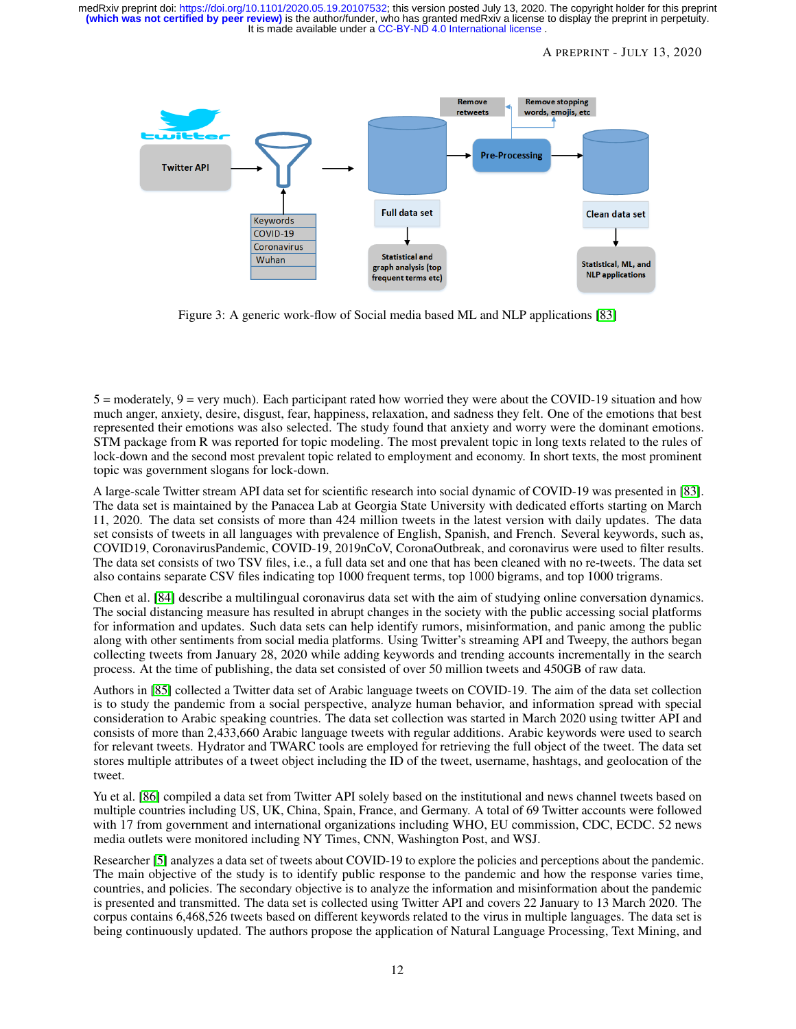Figure 3: A generic work-flow of Social media based ML and NLP applications [83]

5 = moderately, 9 = very much). Each participant rated how worried they were about the COVID-19 situation and how much anger, anxiety, desire, disgust, fear, happiness, relaxation, and sadness they felt. One of the emotions that best represented their emotions was also selected. The study found that anxiety and worry were the dominant emotions. STM package from R was reported for topic modeling. The most prevalent topic in long texts related to the rules of lock-down and the second most prevalent topic related to employment and economy. In short texts, the most prominent topic was government slogans for lock-down.

A large-scale Twitter stream API data set for scientific research into social dynamic of COVID-19 was presented in [83]. The data set is maintained by the Panacea Lab at Georgia State University with dedicated efforts starting on March 11, 2020. The data set consists of more than 424 million tweets in the latest version with daily updates. The data set consists of tweets in all languages with prevalence of English, Spanish, and French. Several keywords, such as, COVID19, CoronavirusPandemic, COVID-19, 2019nCoV, CoronaOutbreak, and coronavirus were used to filter results. The data set consists of two TSV files, i.e., a full data set and one that has been cleaned with no re-tweets. The data set also contains separate CSV files indicating top 1000 frequent terms, top 1000 bigrams, and top 1000 trigrams.

Chen et al. [84] describe a multilingual coronavirus data set with the aim of studying online conversation dynamics. The social distancing measure has resulted in abrupt changes in the society with the public accessing social platforms for information and updates. Such data sets can help identify rumors, misinformation, and panic among the public along with other sentiments from social media platforms. Using Twitter's streaming API and Tweepy, the authors began collecting tweets from January 28, 2020 while adding keywords and trending accounts incrementally in the search process. At the time of publishing, the data set consisted of over 50 million tweets and 450GB of raw data.

Authors in [85] collected a Twitter data set of Arabic language tweets on COVID-19. The aim of the data set collection is to study the pandemic from a social perspective, analyze human behavior, and information spread with special consideration to Arabic speaking countries. The data set collection was started in March 2020 using twitter API and consists of more than 2,433,660 Arabic language tweets with regular additions. Arabic keywords were used to search for relevant tweets. Hydrator and TWARC tools are employed for retrieving the full object of the tweet. The data set stores multiple attributes of a tweet object including the ID of the tweet, username, hashtags, and geolocation of the tweet.

Yu et al. [86] compiled a data set from Twitter API solely based on the institutional and news channel tweets based on multiple countries including US, UK, China, Spain, France, and Germany. A total of 69 Twitter accounts were followed with 17 from government and international organizations including WHO, EU commission, CDC, ECDC. 52 news media outlets were monitored including NY Times, CNN, Washington Post, and WSJ.

Researcher [5] analyzes a data set of tweets about COVID-19 to explore the policies and perceptions about the pandemic. The main objective of the study is to identify public response to the pandemic and how the response varies time, countries, and policies. The secondary objective is to analyze the information and misinformation about the pandemic is presented and transmitted. The data set is collected using Twitter API and covers 22 January to 13 March 2020. The corpus contains 6,468,526 tweets based on different keywords related to the virus in multiple languages. The data set is being continuously updated. The authors propose the application of Natural Language Processing, Text Mining, and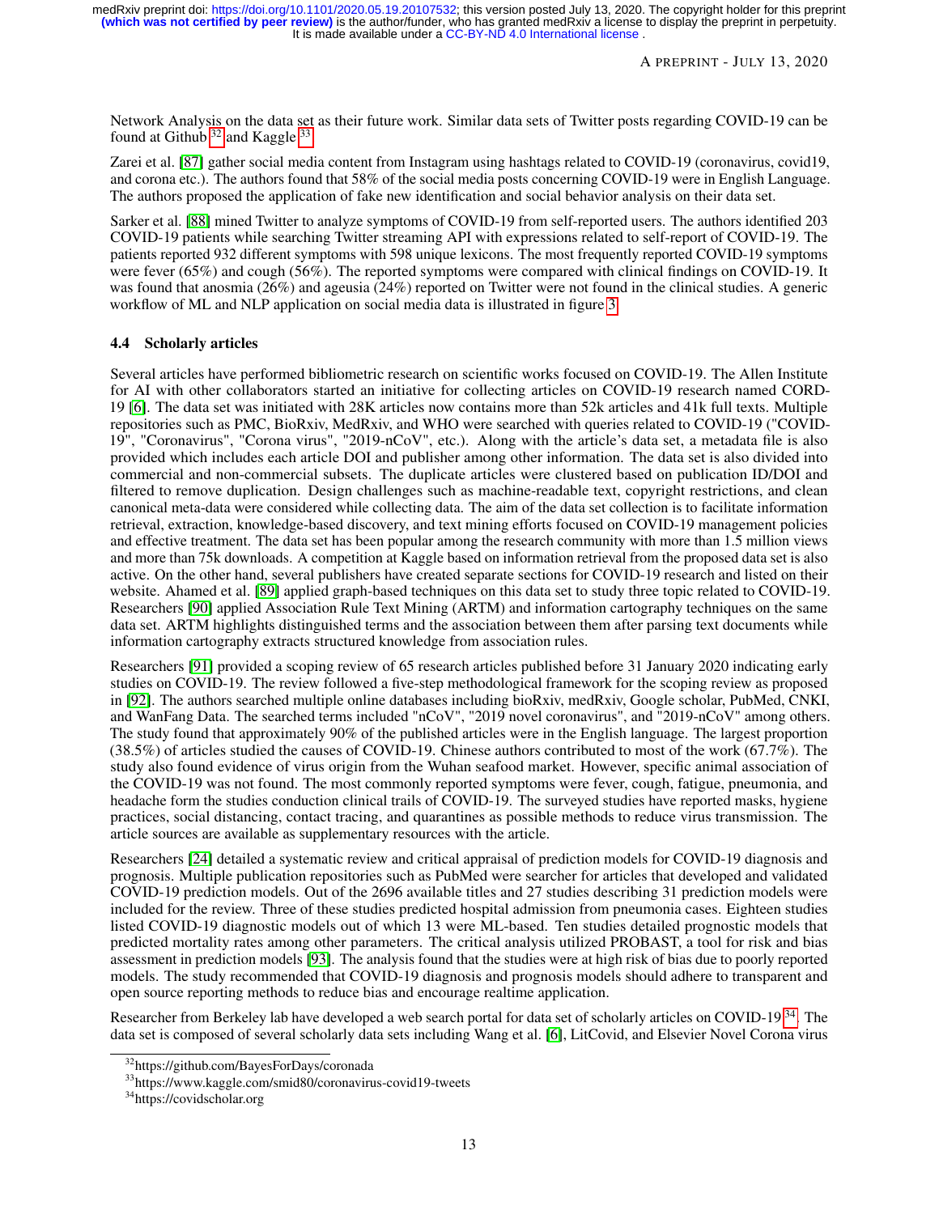Network Analysis on the data set as their future work. Similar data sets of Twitter posts regarding COVID-19 can be found at Github[32] and Kaggle[33].

Zarei et al. [87] gather social media content from Instagram using hashtags related to COVID-19 (coronavirus, covid19, and corona etc.). The authors found that 58% of the social media posts concerning COVID-19 were in English Language. The authors proposed the application of fake new identification and social behavior analysis on their data set.

Sarker et al. [88] mined Twitter to analyze symptoms of COVID-19 from self-reported users. The authors identified 203 COVID-19 patients while searching Twitter streaming API with expressions related to self-report of COVID-19. The patients reported 932 different symptoms with 598 unique lexicons. The most frequently reported COVID-19 symptoms were fever (65%) and cough (56%). The reported symptoms were compared with clinical findings on COVID-19. It was found that anosmia (26%) and ageusia (24%) reported on Twitter were not found in the clinical studies. A generic workflow of ML and NLP application on social media data is illustrated in figure 3.

### 4.4 Scholarly articles

Several articles have performed bibliometric research on scientific works focused on COVID-19. The Allen Institute for AI with other collaborators started an initiative for collecting articles on COVID-19 research named CORD-19 [6]. The data set was initiated with 28K articles now contains more than 52k articles and 41k full texts. Multiple repositories such as PMC, BioRxiv, MedRxiv, and WHO were searched with queries related to COVID-19 ("COVID-19", "Coronavirus", "Corona virus", "2019-nCoV", etc.). Along with the article's data set, a metadata file is also provided which includes each article DOI and publisher among other information. The data set is also divided into commercial and non-commercial subsets. The duplicate articles were clustered based on publication ID/DOI and filtered to remove duplication. Design challenges such as machine-readable text, copyright restrictions, and clean canonical meta-data were considered while collecting data. The aim of the data set collection is to facilitate information retrieval, extraction, knowledge-based discovery, and text mining efforts focused on COVID-19 management policies and effective treatment. The data set has been popular among the research community with more than 1.5 million views and more than 75k downloads. A competition at Kaggle based on information retrieval from the proposed data set is also active. On the other hand, several publishers have created separate sections for COVID-19 research and listed on their website. Ahamed et al. [89] applied graph-based techniques on this data set to study three topic related to COVID-19. Researchers [90] applied Association Rule Text Mining (ARTM) and information cartography techniques on the same data set. ARTM highlights distinguished terms and the association between them after parsing text documents while information cartography extracts structured knowledge from association rules.

Researchers [91] provided a scoping review of 65 research articles published before 31 January 2020 indicating early studies on COVID-19. The review followed a five-step methodological framework for the scoping review as proposed in [92]. The authors searched multiple online databases including bioRxiv, medRxiv, Google scholar, PubMed, CNKI, and WanFang Data. The searched terms included "nCoV", "2019 novel coronavirus", and "2019-nCoV" among others. The study found that approximately 90% of the published articles were in the English language. The largest proportion (38.5%) of articles studied the causes of COVID-19. Chinese authors contributed to most of the work (67.7%). The study also found evidence of virus origin from the Wuhan seafood market. However, specific animal association of the COVID-19 was not found. The most commonly reported symptoms were fever, cough, fatigue, pneumonia, and headache form the studies conduction clinical trails of COVID-19. The surveyed studies have reported masks, hygiene practices, social distancing, contact tracing, and quarantines as possible methods to reduce virus transmission. The article sources are available as supplementary resources with the article.

Researchers [24] detailed a systematic review and critical appraisal of prediction models for COVID-19 diagnosis and prognosis. Multiple publication repositories such as PubMed were searcher for articles that developed and validated COVID-19 prediction models. Out of the 2696 available titles and 27 studies describing 31 prediction models were included for the review. Three of these studies predicted hospital admission from pneumonia cases. Eighteen studies listed COVID-19 diagnostic models out of which 13 were ML-based. Ten studies detailed prognostic models that predicted mortality rates among other parameters. The critical analysis utilized PROBAST, a tool for risk and bias assessment in prediction models [93]. The analysis found that the studies were at high risk of bias due to poorly reported models. The study recommended that COVID-19 diagnosis and prognosis models should adhere to transparent and open source reporting methods to reduce bias and encourage realtime application.

Researcher from Berkeley lab have developed a web search portal for data set of scholarly articles on COVID-19[34]. The data set is composed of several scholarly data sets including Wang et al. [6], LitCovid, and Elsevier Novel Corona virus

[32] https://github.com/BayesForDays/coronada

[33] https://www.kaggle.com/smid80/coronavirus-covid19-tweets

[34] https://covidscholar.org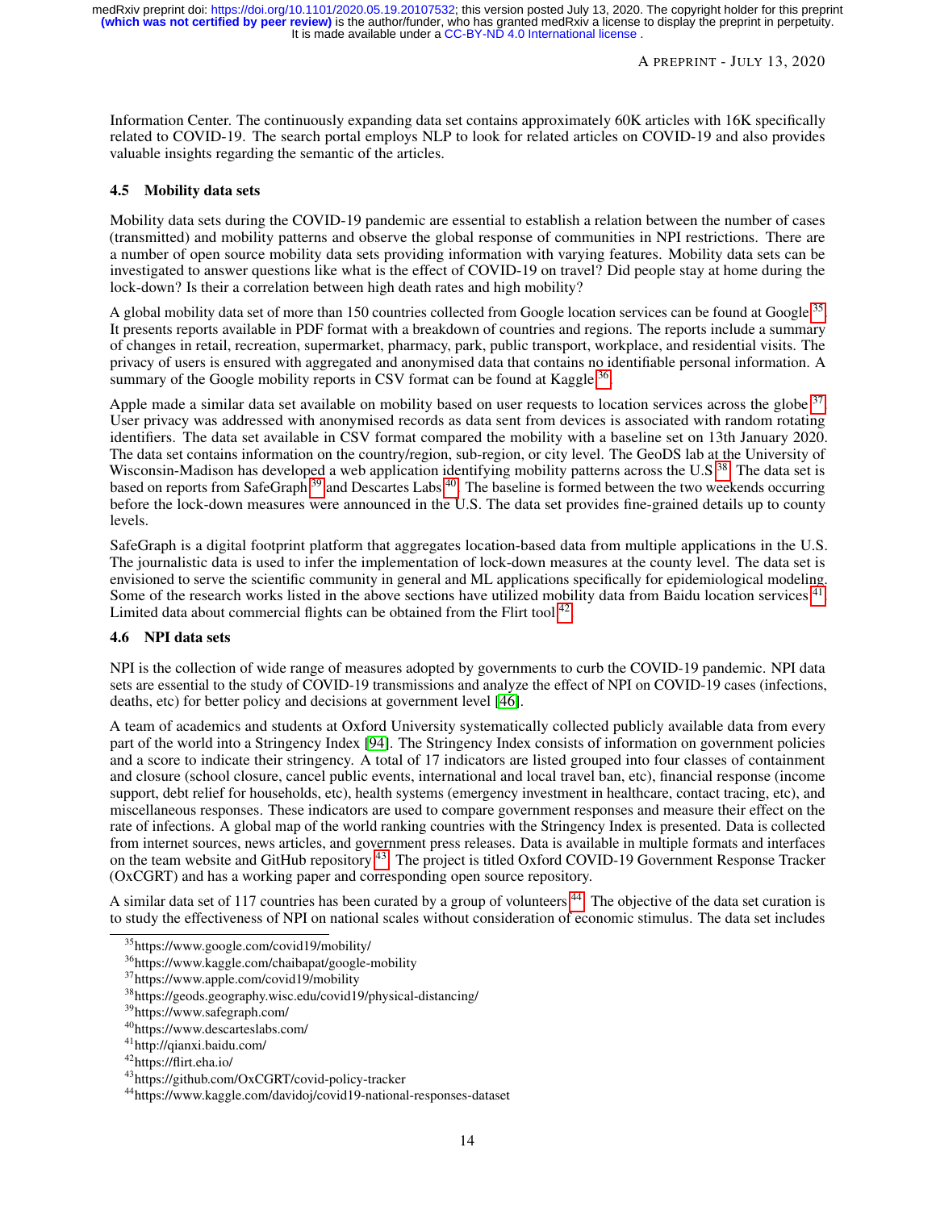Information Center. The continuously expanding data set contains approximately 60K articles with 16K specifically related to COVID-19. The search portal employs NLP to look for related articles on COVID-19 and also provides valuable insights regarding the semantic of the articles.

### 4.5 Mobility data sets

Mobility data sets during the COVID-19 pandemic are essential to establish a relation between the number of cases (transmitted) and mobility patterns and observe the global response of communities in NPI restrictions. There are a number of open source mobility data sets providing information with varying features. Mobility data sets can be investigated to answer questions like what is the effect of COVID-19 on travel? Did people stay at home during the lock-down? Is their a correlation between high death rates and high mobility?

A global mobility data set of more than 150 countries collected from Google location services can be found at Google[35]. It presents reports available in PDF format with a breakdown of countries and regions. The reports include a summary of changes in retail, recreation, supermarket, pharmacy, park, public transport, workplace, and residential visits. The privacy of users is ensured with aggregated and anonymised data that contains no identifiable personal information. A summary of the Google mobility reports in CSV format can be found at Kaggle[36].

Apple made a similar data set available on mobility based on user requests to location services across the globe[37]. User privacy was addressed with anonymised records as data sent from devices is associated with random rotating identifiers. The data set available in CSV format compared the mobility with a baseline set on 13th January 2020. The data set contains information on the country/region, sub-region, or city level. The GeoDS lab at the University of Wisconsin-Madison has developed a web application identifying mobility patterns across the U.S[38]. The data set is based on reports from SafeGraph[39] and Descartes Labs[40]. The baseline is formed between the two weekends occurring before the lock-down measures were announced in the U.S. The data set provides fine-grained details up to county levels.

SafeGraph is a digital footprint platform that aggregates location-based data from multiple applications in the U.S. The journalistic data is used to infer the implementation of lock-down measures at the county level. The data set is envisioned to serve the scientific community in general and ML applications specifically for epidemiological modeling. Some of the research works listed in the above sections have utilized mobility data from Baidu location services[41]. Limited data about commercial flights can be obtained from the Flirt tool[42].

### 4.6 NPI data sets

NPI is the collection of wide range of measures adopted by governments to curb the COVID-19 pandemic. NPI data sets are essential to the study of COVID-19 transmissions and analyze the effect of NPI on COVID-19 cases (infections, deaths, etc) for better policy and decisions at government level [46].

A team of academics and students at Oxford University systematically collected publicly available data from every part of the world into a Stringency Index [94]. The Stringency Index consists of information on government policies and a score to indicate their stringency. A total of 17 indicators are listed grouped into four classes of containment and closure (school closure, cancel public events, international and local travel ban, etc), financial response (income support, debt relief for households, etc), health systems (emergency investment in healthcare, contact tracing, etc), and miscellaneous responses. These indicators are used to compare government responses and measure their effect on the rate of infections. A global map of the world ranking countries with the Stringency Index is presented. Data is collected from internet sources, news articles, and government press releases. Data is available in multiple formats and interfaces on the team website and GitHub repository[43]. The project is titled Oxford COVID-19 Government Response Tracker (OxCGRT) and has a working paper and corresponding open source repository.

A similar data set of 117 countries has been curated by a group of volunteers[44]. The objective of the data set curation is to study the effectiveness of NPI on national scales without consideration of economic stimulus. The data set includes

[35] https://www.google.com/covid19/mobility/
[36] https://www.kaggle.com/chaibapat/google-mobility
[37] https://www.apple.com/covid19/mobility
[38] https://geods.geography.wisc.edu/covid19/physical-distancing/
[39] https://www.safegraph.com/
[40] https://www.descarteslabs.com/
[41] http://qianxi.baidu.com/
[42] https://flirt.eha.io/
[43] https://github.com/OxCGRT/covid-policy-tracker
[44] https://www.kaggle.com/davidoj/covid19-national-responses-dataset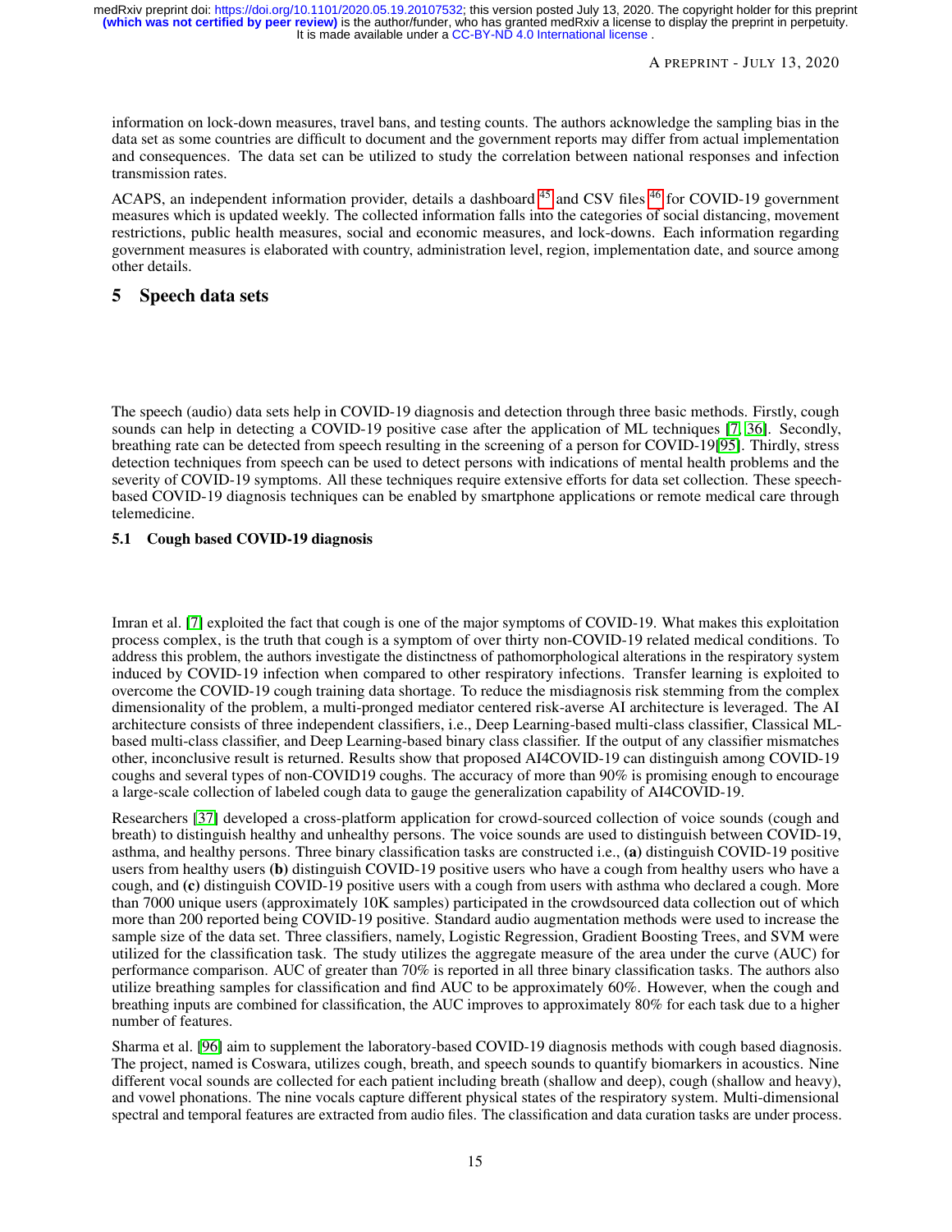information on lock-down measures, travel bans, and testing counts. The authors acknowledge the sampling bias in the data set as some countries are difficult to document and the government reports may differ from actual implementation and consequences. The data set can be utilized to study the correlation between national responses and infection transmission rates.

ACAPS, an independent information provider, details a dashboard [45] and CSV files [46] for COVID-19 government measures which is updated weekly. The collected information falls into the categories of social distancing, movement restrictions, public health measures, social and economic measures, and lock-downs. Each information regarding government measures is elaborated with country, administration level, region, implementation date, and source among other details.

# 5 Speech data sets

The speech (audio) data sets help in COVID-19 diagnosis and detection through three basic methods. Firstly, cough sounds can help in detecting a COVID-19 positive case after the application of ML techniques [7, 36]. Secondly, breathing rate can be detected from speech resulting in the screening of a person for COVID-19[95]. Thirdly, stress detection techniques from speech can be used to detect persons with indications of mental health problems and the severity of COVID-19 symptoms. All these techniques require extensive efforts for data set collection. These speech-based COVID-19 diagnosis techniques can be enabled by smartphone applications or remote medical care through telemedicine.

## 5.1 Cough based COVID-19 diagnosis

Imran et al. [7] exploited the fact that cough is one of the major symptoms of COVID-19. What makes this exploitation process complex, is the truth that cough is a symptom of over thirty non-COVID-19 related medical conditions. To address this problem, the authors investigate the distinctness of pathomorphological alterations in the respiratory system induced by COVID-19 infection when compared to other respiratory infections. Transfer learning is exploited to overcome the COVID-19 cough training data shortage. To reduce the misdiagnosis risk stemming from the complex dimensionality of the problem, a multi-pronged mediator centered risk-averse AI architecture is leveraged. The AI architecture consists of three independent classifiers, i.e., Deep Learning-based multi-class classifier, Classical ML-based multi-class classifier, and Deep Learning-based binary class classifier. If the output of any classifier mismatches other, inconclusive result is returned. Results show that proposed AI4COVID-19 can distinguish among COVID-19 coughs and several types of non-COVID19 coughs. The accuracy of more than 90% is promising enough to encourage a large-scale collection of labeled cough data to gauge the generalization capability of AI4COVID-19.

Researchers [37] developed a cross-platform application for crowd-sourced collection of voice sounds (cough and breath) to distinguish healthy and unhealthy persons. The voice sounds are used to distinguish between COVID-19, asthma, and healthy persons. Three binary classification tasks are constructed i.e., **(a)** distinguish COVID-19 positive users from healthy users **(b)** distinguish COVID-19 positive users who have a cough from healthy users who have a cough, and **(c)** distinguish COVID-19 positive users with a cough from users with asthma who declared a cough. More than 7000 unique users (approximately 10K samples) participated in the crowdsourced data collection out of which more than 200 reported being COVID-19 positive. Standard audio augmentation methods were used to increase the sample size of the data set. Three classifiers, namely, Logistic Regression, Gradient Boosting Trees, and SVM were utilized for the classification task. The study utilizes the aggregate measure of the area under the curve (AUC) for performance comparison. AUC of greater than 70% is reported in all three binary classification tasks. The authors also utilize breathing samples for classification and find AUC to be approximately 60%. However, when the cough and breathing inputs are combined for classification, the AUC improves to approximately 80% for each task due to a higher number of features.

Sharma et al. [96] aim to supplement the laboratory-based COVID-19 diagnosis methods with cough based diagnosis. The project, named is Coswara, utilizes cough, breath, and speech sounds to quantify biomarkers in acoustics. Nine different vocal sounds are collected for each patient including breath (shallow and deep), cough (shallow and heavy), and vowel phonations. The nine vocals capture different physical states of the respiratory system. Multi-dimensional spectral and temporal features are extracted from audio files. The classification and data curation tasks are under process.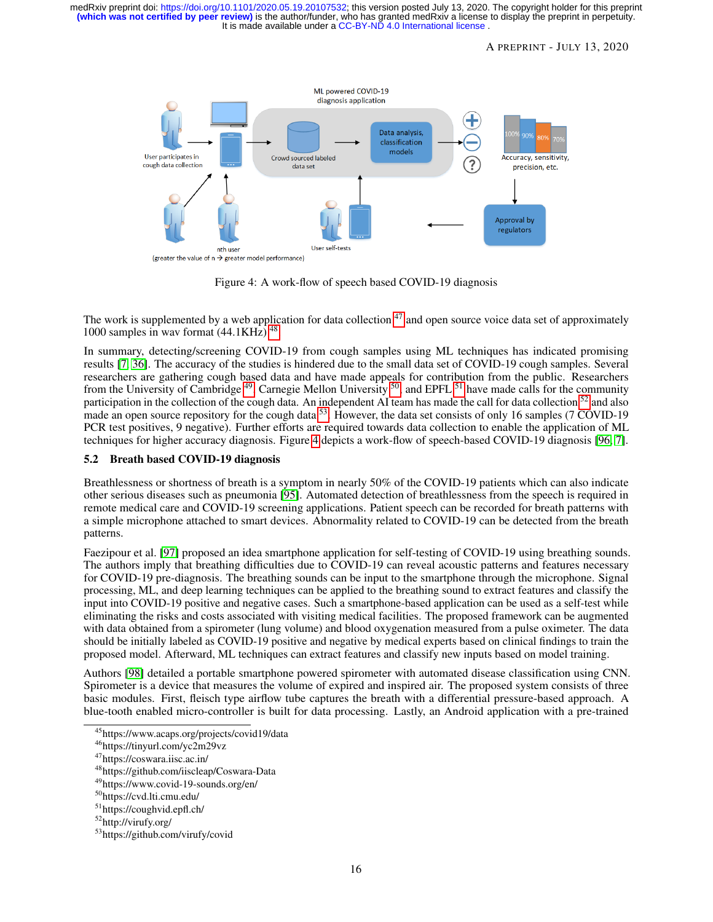Figure 4: A work-flow of speech based COVID-19 diagnosis

The work is supplemented by a web application for data collection [47] and open source voice data set of approximately 1000 samples in wav format (44.1KHz) [48].

In summary, detecting/screening COVID-19 from cough samples using ML techniques has indicated promising results [7, 36]. The accuracy of the studies is hindered due to the small data set of COVID-19 cough samples. Several researchers are gathering cough based data and have made appeals for contribution from the public. Researchers from the University of Cambridge [49], Carnegie Mellon University [50], and EPFL [51] have made calls for the community participation in the collection of the cough data. An independent AI team has made the call for data collection [52] and also made an open source repository for the cough data [53]. However, the data set consists of only 16 samples (7 COVID-19 PCR test positives, 9 negative). Further efforts are required towards data collection to enable the application of ML techniques for higher accuracy diagnosis. Figure 4 depicts a work-flow of speech-based COVID-19 diagnosis [96, 7].

### 5.2 Breath based COVID-19 diagnosis

Breathlessness or shortness of breath is a symptom in nearly 50% of the COVID-19 patients which can also indicate other serious diseases such as pneumonia [95]. Automated detection of breathlessness from the speech is required in remote medical care and COVID-19 screening applications. Patient speech can be recorded for breath patterns with a simple microphone attached to smart devices. Abnormality related to COVID-19 can be detected from the breath patterns.

Faezipour et al. [97] proposed an idea smartphone application for self-testing of COVID-19 using breathing sounds. The authors imply that breathing difficulties due to COVID-19 can reveal acoustic patterns and features necessary for COVID-19 pre-diagnosis. The breathing sounds can be input to the smartphone through the microphone. Signal processing, ML, and deep learning techniques can be applied to the breathing sound to extract features and classify the input into COVID-19 positive and negative cases. Such a smartphone-based application can be used as a self-test while eliminating the risks and costs associated with visiting medical facilities. The proposed framework can be augmented with data obtained from a spirometer (lung volume) and blood oxygenation measured from a pulse oximeter. The data should be initially labeled as COVID-19 positive and negative by medical experts based on clinical findings to train the proposed model. Afterward, ML techniques can extract features and classify new inputs based on model training.

Authors [98] detailed a portable smartphone powered spirometer with automated disease classification using CNN. Spirometer is a device that measures the volume of expired and inspired air. The proposed system consists of three basic modules. First, fleisch type airflow tube captures the breath with a differential pressure-based approach. A blue-tooth enabled micro-controller is built for data processing. Lastly, an Android application with a pre-trained

---

[45] https://www.acaps.org/projects/covid19/data
[46] https://tinyurl.com/yc2m29vz
[47] https://coswara.iisc.ac.in/
[48] https://github.com/iiscleap/Coswara-Data
[49] https://www.covid-19-sounds.org/en/
[50] https://cvd.lti.cmu.edu/
[51] https://coughvid.epfl.ch/
[52] http://virufy.org/
[53] https://github.com/virufy/covid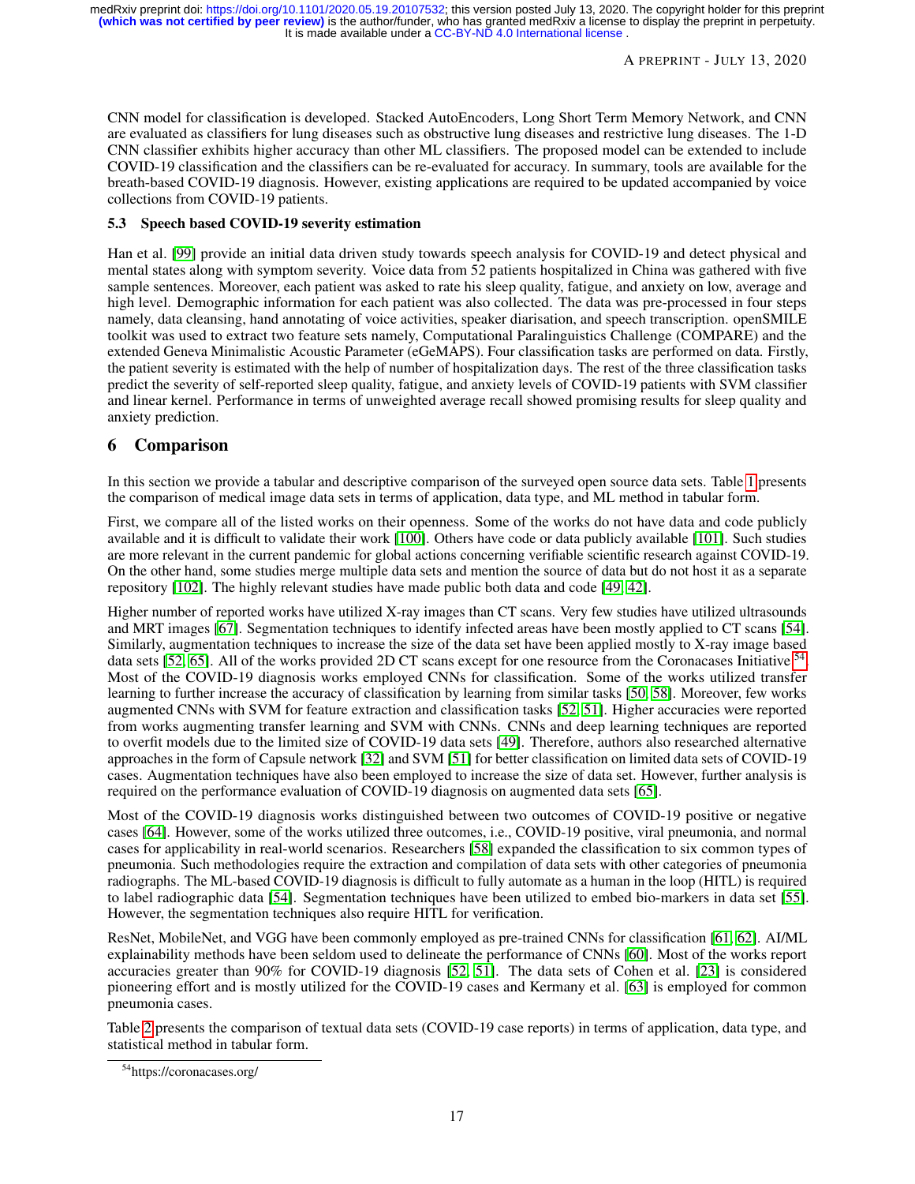CNN model for classification is developed. Stacked AutoEncoders, Long Short Term Memory Network, and CNN are evaluated as classifiers for lung diseases such as obstructive lung diseases and restrictive lung diseases. The 1-D CNN classifier exhibits higher accuracy than other ML classifiers. The proposed model can be extended to include COVID-19 classification and the classifiers can be re-evaluated for accuracy. In summary, tools are available for the breath-based COVID-19 diagnosis. However, existing applications are required to be updated accompanied by voice collections from COVID-19 patients.

### 5.3 Speech based COVID-19 severity estimation

Han et al. [99] provide an initial data driven study towards speech analysis for COVID-19 and detect physical and mental states along with symptom severity. Voice data from 52 patients hospitalized in China was gathered with five sample sentences. Moreover, each patient was asked to rate his sleep quality, fatigue, and anxiety on low, average and high level. Demographic information for each patient was also collected. The data was pre-processed in four steps namely, data cleansing, hand annotating of voice activities, speaker diarisation, and speech transcription. openSMILE toolkit was used to extract two feature sets namely, Computational Paralinguistics Challenge (COMPARE) and the extended Geneva Minimalistic Acoustic Parameter (eGeMAPS). Four classification tasks are performed on data. Firstly, the patient severity is estimated with the help of number of hospitalization days. The rest of the three classification tasks predict the severity of self-reported sleep quality, fatigue, and anxiety levels of COVID-19 patients with SVM classifier and linear kernel. Performance in terms of unweighted average recall showed promising results for sleep quality and anxiety prediction.

## 6 Comparison

In this section we provide a tabular and descriptive comparison of the surveyed open source data sets. Table 1 presents the comparison of medical image data sets in terms of application, data type, and ML method in tabular form.

First, we compare all of the listed works on their openness. Some of the works do not have data and code publicly available and it is difficult to validate their work [100]. Others have code or data publicly available [101]. Such studies are more relevant in the current pandemic for global actions concerning verifiable scientific research against COVID-19. On the other hand, some studies merge multiple data sets and mention the source of data but do not host it as a separate repository [102]. The highly relevant studies have made public both data and code [49, 42].

Higher number of reported works have utilized X-ray images than CT scans. Very few studies have utilized ultrasounds and MRT images [67]. Segmentation techniques to identify infected areas have been mostly applied to CT scans [54]. Similarly, augmentation techniques to increase the size of the data set have been applied mostly to X-ray image based data sets [52, 65]. All of the works provided 2D CT scans except for one resource from the Coronacases Initiative[54]. Most of the COVID-19 diagnosis works employed CNNs for classification. Some of the works utilized transfer learning to further increase the accuracy of classification by learning from similar tasks [50, 58]. Moreover, few works augmented CNNs with SVM for feature extraction and classification tasks [52, 51]. Higher accuracies were reported from works augmenting transfer learning and SVM with CNNs. CNNs and deep learning techniques are reported to overfit models due to the limited size of COVID-19 data sets [49]. Therefore, authors also researched alternative approaches in the form of Capsule network [32] and SVM [51] for better classification on limited data sets of COVID-19 cases. Augmentation techniques have also been employed to increase the size of data set. However, further analysis is required on the performance evaluation of COVID-19 diagnosis on augmented data sets [65].

Most of the COVID-19 diagnosis works distinguished between two outcomes of COVID-19 positive or negative cases [64]. However, some of the works utilized three outcomes, i.e., COVID-19 positive, viral pneumonia, and normal cases for applicability in real-world scenarios. Researchers [58] expanded the classification to six common types of pneumonia. Such methodologies require the extraction and compilation of data sets with other categories of pneumonia radiographs. The ML-based COVID-19 diagnosis is difficult to fully automate as a human in the loop (HITL) is required to label radiographic data [54]. Segmentation techniques have been utilized to embed bio-markers in data set [55]. However, the segmentation techniques also require HITL for verification.

ResNet, MobileNet, and VGG have been commonly employed as pre-trained CNNs for classification [61, 62]. AI/ML explainability methods have been seldom used to delineate the performance of CNNs [60]. Most of the works report accuracies greater than 90% for COVID-19 diagnosis [52, 51]. The data sets of Cohen et al. [23] is considered pioneering effort and is mostly utilized for the COVID-19 cases and Kermany et al. [63] is employed for common pneumonia cases.

Table 2 presents the comparison of textual data sets (COVID-19 case reports) in terms of application, data type, and statistical method in tabular form.

[54] https://coronacases.org/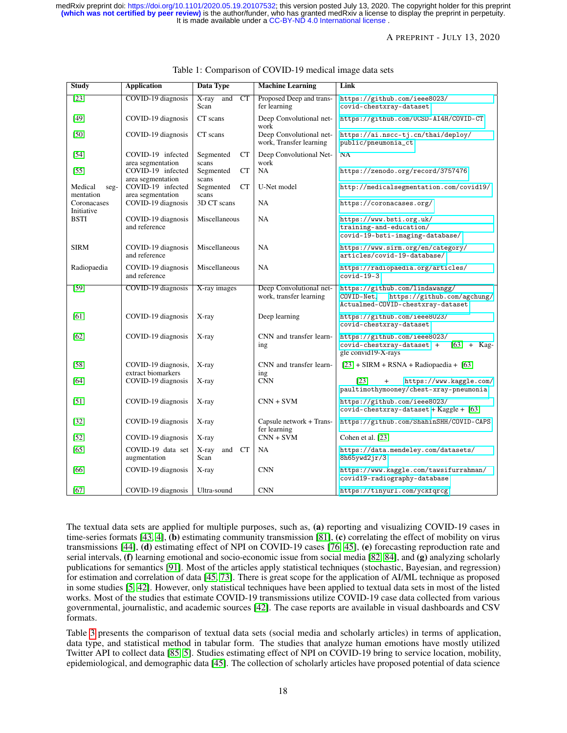Table 1: Comparison of COVID-19 medical image data sets

| Study | Application | Data Type | Machine Learning | Link |
|---|---|---|---|---|
| [23] | COVID-19 diagnosis | X-ray and CT Scan | Proposed Deep and transfer learning | https://github.com/ieee8023/covid-chestxray-dataset |
| [49] | COVID-19 diagnosis | CT scans | Deep Convolutional network | https://github.com/UCSD-AI4H/COVID-CT |
| [50] | COVID-19 diagnosis | CT scans | Deep Convolutional network, Transfer learning | https://ai.nscc-tj.cn/thai/deploy/public/pneumonia_ct |
| [54] | COVID-19 infected area segmentation | Segmented CT scans | Deep Convolutional Network | NA |
| [55] | COVID-19 infected area segmentation | Segmented CT scans | NA | https://zenodo.org/record/3757476 |
| Medical segmentation | COVID-19 infected area segmentation | Segmented CT scans | U-Net model | http://medicalsegmentation.com/covid19/ |
| Coronacases Initiative | COVID-19 diagnosis | 3D CT scans | NA | https://coronacases.org/ |
| BSTI | COVID-19 diagnosis and reference | Miscellaneous | NA | https://www.bsti.org.uk/training-and-education/covid-19-bsti-imaging-database/ |
| SIRM | COVID-19 diagnosis and reference | Miscellaneous | NA | https://www.sirm.org/en/category/articles/covid-19-database/ |
| Radiopaedia | COVID-19 diagnosis and reference | Miscellaneous | NA | https://radiopaedia.org/articles/covid-19-3 |
| [59] | COVID-19 diagnosis | X-ray images | Deep Convolutional network, transfer learning | https://github.com/lindawangg/COVID-Net, https://github.com/agchung/Actualmed-COVID-chestxray-dataset |
| [61] | COVID-19 diagnosis | X-ray | Deep learning | https://github.com/ieee8023/covid-chestxray-dataset |
| [62] | COVID-19 diagnosis | X-ray | CNN and transfer learning | https://github.com/ieee8023/covid-chestxray-dataset + [63] + Kaggle convid19-X-rays |
| [58] | COVID-19 diagnosis, extract biomarkers | X-ray | CNN and transfer learning | [23] + SIRM + RSNA + Radiopaedia + [63] |
| [64] | COVID-19 diagnosis | X-ray | CNN | [23] + https://www.kaggle.com/paultimothymooney/chest-xray-pneumonia |
| [51] | COVID-19 diagnosis | X-ray | CNN + SVM | https://github.com/ieee8023/covid-chestxray-dataset + Kaggle + [63] |
| [32] | COVID-19 diagnosis | X-ray | Capsule network + Transfer learning | https://github.com/ShahinSHH/COVID-CAPS |
| [52] | COVID-19 diagnosis | X-ray | CNN + SVM | Cohen et al. [23] |
| [65] | COVID-19 data set augmentation | X-ray and CT Scan | NA | https://data.mendeley.com/datasets/8h65ywd2jr/3 |
| [66] | COVID-19 diagnosis | X-ray | CNN | https://www.kaggle.com/tawsifurrahman/covid19-radiography-database |
| [67] | COVID-19 diagnosis | Ultra-sound | CNN | https://tinyurl.com/yckfqrcg |

The textual data sets are applied for multiple purposes, such as, **(a)** reporting and visualizing COVID-19 cases in time-series formats [43, 4], **(b)** estimating community transmission [81], **(c)** correlating the effect of mobility on virus transmissions [44], **(d)** estimating effect of NPI on COVID-19 cases [76, 45], **(e)** forecasting reproduction rate and serial intervals, **(f)** learning emotional and socio-economic issue from social media [82, 84], and **(g)** analyzing scholarly publications for semantics [91]. Most of the articles apply statistical techniques (stochastic, Bayesian, and regression) for estimation and correlation of data [45, 73]. There is great scope for the application of AI/ML technique as proposed in some studies [5, 42]. However, only statistical techniques have been applied to textual data sets in most of the listed works. Most of the studies that estimate COVID-19 transmissions utilize COVID-19 case data collected from various governmental, journalistic, and academic sources [42]. The case reports are available in visual dashboards and CSV formats.

Table 3 presents the comparison of textual data sets (social media and scholarly articles) in terms of application, data type, and statistical method in tabular form. The studies that analyze human emotions have mostly utilized Twitter API to collect data [85, 5]. Studies estimating effect of NPI on COVID-19 bring to service location, mobility, epidemiological, and demographic data [45]. The collection of scholarly articles have proposed potential of data science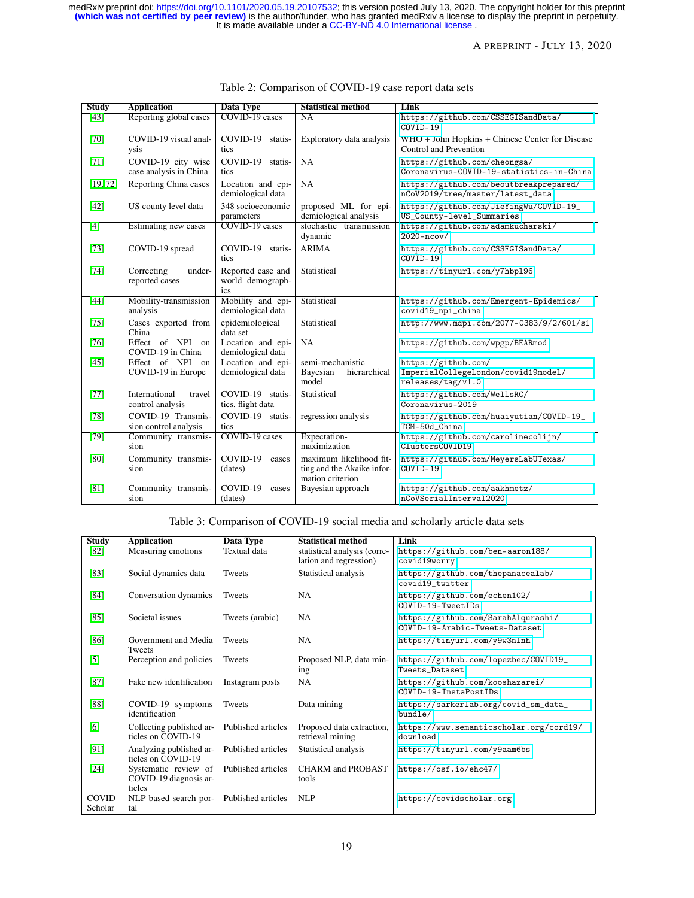Table 2: Comparison of COVID-19 case report data sets

| Study | Application | Data Type | Statistical method | Link |
|---|---|---|---|---|
| [43] | Reporting global cases | COVID-19 cases | NA | https://github.com/CSSEGISandData/COVID-19 |
| [70] | COVID-19 visual analysis | COVID-19 statistics | Exploratory data analysis | WHO + John Hopkins + Chinese Center for Disease Control and Prevention |
| [71] | COVID-19 city wise case analysis in China | COVID-19 statistics | NA | https://github.com/cheongsa/Coronavirus-COVID-19-statistics-in-China |
| [19, 72] | Reporting China cases | Location and epidemiological data | NA | https://github.com/beoutbreakprepared/nCoV2019/tree/master/latest_data |
| [42] | US county level data | 348 socioeconomic parameters | proposed ML for epidemiological analysis | https://github.com/JieYingWu/COVID-19_US_County-level_Summaries |
| [4] | Estimating new cases | COVID-19 cases | stochastic transmission dynamic | https://github.com/adamkucharski/2020-ncov/ |
| [73] | COVID-19 spread | COVID-19 statistics | ARIMA | https://github.com/CSSEGISandData/COVID-19 |
| [74] | Correcting under-reported cases | Reported case and world demographics | Statistical | https://tinyurl.com/y7hbpl96 |
| [44] | Mobility-transmission analysis | Mobility and epidemiological data | Statistical | https://github.com/Emergent-Epidemics/covid19_npi_china |
| [75] | Cases exported from China | epidemiological data set | Statistical | http://www.mdpi.com/2077-0383/9/2/601/s1 |
| [76] | Effect of NPI on COVID-19 in China | Location and epidemiological data | NA | https://github.com/wpgp/BEARmod |
| [45] | Effect of NPI on COVID-19 in Europe | Location and epidemiological data | semi-mechanistic Bayesian hierarchical model | https://github.com/ImperialCollegeLondon/covid19model/releases/tag/v1.0 |
| [77] | International travel control analysis | COVID-19 statistics, flight data | Statistical | https://github.com/WellsRC/Coronavirus-2019 |
| [78] | COVID-19 Transmission control analysis | COVID-19 statistics | regression analysis | https://github.com/huaiyutian/COVID-19_TCM-50d_China |
| [79] | Community transmission | COVID-19 cases | Expectation-maximization | https://github.com/carolinecolijn/ClustersCOVID19 |
| [80] | Community transmission | COVID-19 cases (dates) | maximum likelihood fitting and the Akaike information criterion | https://github.com/MeyersLabUTexas/COVID-19 |
| [81] | Community transmission | COVID-19 cases (dates) | Bayesian approach | https://github.com/aakhmetz/nCoVSerialInterval2020 |

Table 3: Comparison of COVID-19 social media and scholarly article data sets

| Study | Application | Data Type | Statistical method | Link |
|---|---|---|---|---|
| [82] | Measuring emotions | Textual data | statistical analysis (correlation and regression) | https://github.com/ben-aaron188/covid19worry |
| [83] | Social dynamics data | Tweets | Statistical analysis | https://github.com/thepanacealab/covid19_twitter |
| [84] | Conversation dynamics | Tweets | NA | https://github.com/echen102/COVID-19-TweetIDs |
| [85] | Societal issues | Tweets (arabic) | NA | https://github.com/SarahAlqurashi/COVID-19-Arabic-Tweets-Dataset |
| [86] | Government and Media Tweets | Tweets | NA | https://tinyurl.com/y9w3nlnh |
| [5] | Perception and policies | Tweets | Proposed NLP, data mining | https://github.com/lopezbec/COVID19_Tweets_Dataset |
| [87] | Fake new identification | Instagram posts | NA | https://github.com/kooshazarei/COVID-19-InstaPostIDs |
| [88] | COVID-19 symptoms identification | Tweets | Data mining | https://sarkerlab.org/covid_sm_data_bundle/ |
| [6] | Collecting published articles on COVID-19 | Published articles | Proposed data extraction, retrieval mining | https://www.semanticscholar.org/cord19/download |
| [91] | Analyzing published articles on COVID-19 | Published articles | Statistical analysis | https://tinyurl.com/y9aam6bs |
| [24] | Systematic review of COVID-19 diagnosis articles | Published articles | CHARM and PROBAST tools | https://osf.io/ehc47/ |
| COVID Scholar | NLP based search portal | Published articles | NLP | https://covidscholar.org |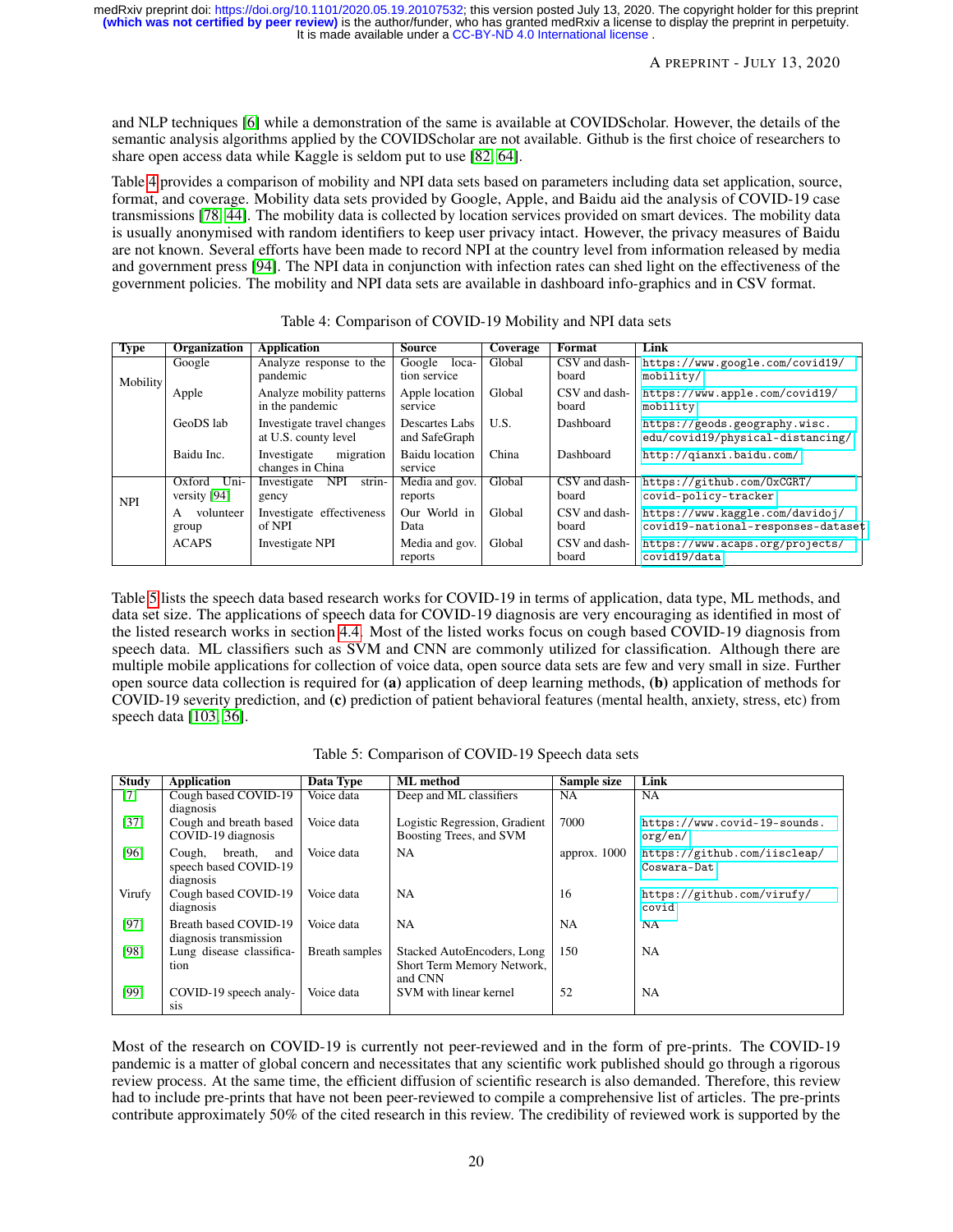and NLP techniques [6] while a demonstration of the same is available at COVIDScholar. However, the details of the semantic analysis algorithms applied by the COVIDScholar are not available. Github is the first choice of researchers to share open access data while Kaggle is seldom put to use [82, 64].

Table 4 provides a comparison of mobility and NPI data sets based on parameters including data set application, source, format, and coverage. Mobility data sets provided by Google, Apple, and Baidu aid the analysis of COVID-19 case transmissions [78, 44]. The mobility data is collected by location services provided on smart devices. The mobility data is usually anonymised with random identifiers to keep user privacy intact. However, the privacy measures of Baidu are not known. Several efforts have been made to record NPI at the country level from information released by media and government press [94]. The NPI data in conjunction with infection rates can shed light on the effectiveness of the government policies. The mobility and NPI data sets are available in dashboard info-graphics and in CSV format.

Table 4: Comparison of COVID-19 Mobility and NPI data sets

| Type | Organization | Application | Source | Coverage | Format | Link |
|---|---|---|---|---|---|---|
| Mobility | Google | Analyze response to the pandemic | Google location service | Global | CSV and dashboard | https://www.google.com/covid19/mobility/ |
| | Apple | Analyze mobility patterns in the pandemic | Apple location service | Global | CSV and dashboard | https://www.apple.com/covid19/mobility |
| | GeoDS lab | Investigate travel changes at U.S. county level | Descartes Labs and SafeGraph | U.S. | Dashboard | https://geods.geography.wisc.edu/covid19/physical-distancing/ |
| | Baidu Inc. | Investigate migration changes in China | Baidu location service | China | Dashboard | http://qianxi.baidu.com/ |
| NPI | Oxford University [94] | Investigate NPI stringency | Media and gov. reports | Global | CSV and dashboard | https://github.com/OxCGRT/covid-policy-tracker |
| | A volunteer group | Investigate effectiveness of NPI | Our World in Data | Global | CSV and dashboard | https://www.kaggle.com/davidoj/covid19-national-responses-dataset |
| | ACAPS | Investigate NPI | Media and gov. reports | Global | CSV and dashboard | https://www.acaps.org/projects/covid19/data |

Table 5 lists the speech data based research works for COVID-19 in terms of application, data type, ML methods, and data set size. The applications of speech data for COVID-19 diagnosis are very encouraging as identified in most of the listed research works in section 4.4. Most of the listed works focus on cough based COVID-19 diagnosis from speech data. ML classifiers such as SVM and CNN are commonly utilized for classification. Although there are multiple mobile applications for collection of voice data, open source data sets are few and very small in size. Further open source data collection is required for **(a)** application of deep learning methods, **(b)** application of methods for COVID-19 severity prediction, and **(c)** prediction of patient behavioral features (mental health, anxiety, stress, etc) from speech data [103, 36].

Table 5: Comparison of COVID-19 Speech data sets

| Study | Application | Data Type | ML method | Sample size | Link |
|---|---|---|---|---|---|
| [7] | Cough based COVID-19 diagnosis | Voice data | Deep and ML classifiers | NA | NA |
| [37] | Cough and breath based COVID-19 diagnosis | Voice data | Logistic Regression, Gradient Boosting Trees, and SVM | 7000 | https://www.covid-19-sounds.org/en/ |
| [96] | Cough, breath, and speech based COVID-19 diagnosis | Voice data | NA | approx. 1000 | https://github.com/iiscleap/Coswara-Dat |
| Virufy | Cough based COVID-19 diagnosis | Voice data | NA | 16 | https://github.com/virufy/covid |
| [97] | Breath based COVID-19 diagnosis transmission | Voice data | NA | NA | NA |
| [98] | Lung disease classification | Breath samples | Stacked AutoEncoders, Long Short Term Memory Network, and CNN | 150 | NA |
| [99] | COVID-19 speech analysis | Voice data | SVM with linear kernel | 52 | NA |

Most of the research on COVID-19 is currently not peer-reviewed and in the form of pre-prints. The COVID-19 pandemic is a matter of global concern and necessitates that any scientific work published should go through a rigorous review process. At the same time, the efficient diffusion of scientific research is also demanded. Therefore, this review had to include pre-prints that have not been peer-reviewed to compile a comprehensive list of articles. The pre-prints contribute approximately 50% of the cited research in this review. The credibility of reviewed work is supported by the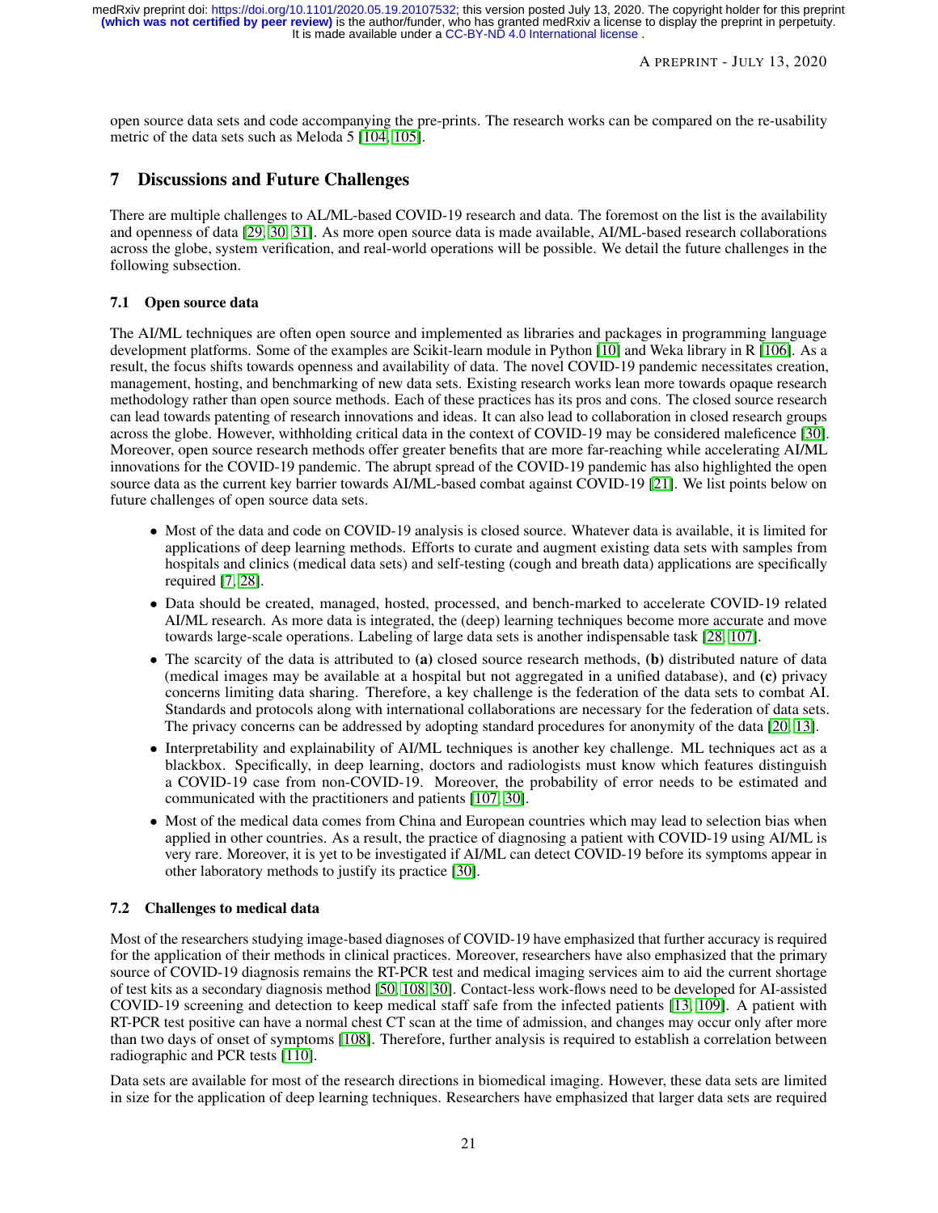open source data sets and code accompanying the pre-prints. The research works can be compared on the re-usability metric of the data sets such as Meloda 5 [104, 105].

## 7 Discussions and Future Challenges

There are multiple challenges to AL/ML-based COVID-19 research and data. The foremost on the list is the availability and openness of data [29, 30, 31]. As more open source data is made available, AI/ML-based research collaborations across the globe, system verification, and real-world operations will be possible. We detail the future challenges in the following subsection.

### 7.1 Open source data

The AI/ML techniques are often open source and implemented as libraries and packages in programming language development platforms. Some of the examples are Scikit-learn module in Python [10] and Weka library in R [106]. As a result, the focus shifts towards openness and availability of data. The novel COVID-19 pandemic necessitates creation, management, hosting, and benchmarking of new data sets. Existing research works lean more towards opaque research methodology rather than open source methods. Each of these practices has its pros and cons. The closed source research can lead towards patenting of research innovations and ideas. It can also lead to collaboration in closed research groups across the globe. However, withholding critical data in the context of COVID-19 may be considered maleficence [30]. Moreover, open source research methods offer greater benefits that are more far-reaching while accelerating AI/ML innovations for the COVID-19 pandemic. The abrupt spread of the COVID-19 pandemic has also highlighted the open source data as the current key barrier towards AI/ML-based combat against COVID-19 [21]. We list points below on future challenges of open source data sets.

- Most of the data and code on COVID-19 analysis is closed source. Whatever data is available, it is limited for applications of deep learning methods. Efforts to curate and augment existing data sets with samples from hospitals and clinics (medical data sets) and self-testing (cough and breath data) applications are specifically required [7, 28].
- Data should be created, managed, hosted, processed, and bench-marked to accelerate COVID-19 related AI/ML research. As more data is integrated, the (deep) learning techniques become more accurate and move towards large-scale operations. Labeling of large data sets is another indispensable task [28, 107].
- The scarcity of the data is attributed to **(a)** closed source research methods, **(b)** distributed nature of data (medical images may be available at a hospital but not aggregated in a unified database), and **(c)** privacy concerns limiting data sharing. Therefore, a key challenge is the federation of the data sets to combat AI. Standards and protocols along with international collaborations are necessary for the federation of data sets. The privacy concerns can be addressed by adopting standard procedures for anonymity of the data [20, 13].
- Interpretability and explainability of AI/ML techniques is another key challenge. ML techniques act as a blackbox. Specifically, in deep learning, doctors and radiologists must know which features distinguish a COVID-19 case from non-COVID-19. Moreover, the probability of error needs to be estimated and communicated with the practitioners and patients [107, 30].
- Most of the medical data comes from China and European countries which may lead to selection bias when applied in other countries. As a result, the practice of diagnosing a patient with COVID-19 using AI/ML is very rare. Moreover, it is yet to be investigated if AI/ML can detect COVID-19 before its symptoms appear in other laboratory methods to justify its practice [30].

### 7.2 Challenges to medical data

Most of the researchers studying image-based diagnoses of COVID-19 have emphasized that further accuracy is required for the application of their methods in clinical practices. Moreover, researchers have also emphasized that the primary source of COVID-19 diagnosis remains the RT-PCR test and medical imaging services aim to aid the current shortage of test kits as a secondary diagnosis method [50, 108, 30]. Contact-less work-flows need to be developed for AI-assisted COVID-19 screening and detection to keep medical staff safe from the infected patients [13, 109]. A patient with RT-PCR test positive can have a normal chest CT scan at the time of admission, and changes may occur only after more than two days of onset of symptoms [108]. Therefore, further analysis is required to establish a correlation between radiographic and PCR tests [110].

Data sets are available for most of the research directions in biomedical imaging. However, these data sets are limited in size for the application of deep learning techniques. Researchers have emphasized that larger data sets are required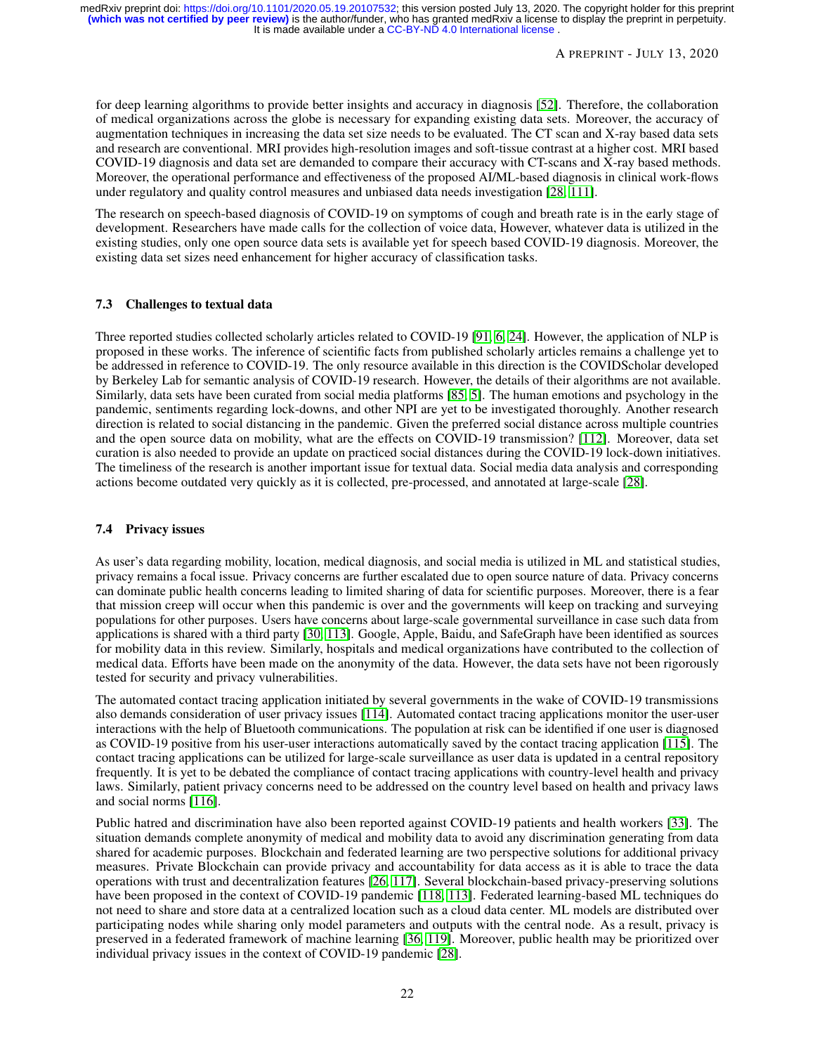for deep learning algorithms to provide better insights and accuracy in diagnosis [52]. Therefore, the collaboration of medical organizations across the globe is necessary for expanding existing data sets. Moreover, the accuracy of augmentation techniques in increasing the data set size needs to be evaluated. The CT scan and X-ray based data sets and research are conventional. MRI provides high-resolution images and soft-tissue contrast at a higher cost. MRI based COVID-19 diagnosis and data set are demanded to compare their accuracy with CT-scans and X-ray based methods. Moreover, the operational performance and effectiveness of the proposed AI/ML-based diagnosis in clinical work-flows under regulatory and quality control measures and unbiased data needs investigation [28, 111].

The research on speech-based diagnosis of COVID-19 on symptoms of cough and breath rate is in the early stage of development. Researchers have made calls for the collection of voice data, However, whatever data is utilized in the existing studies, only one open source data sets is available yet for speech based COVID-19 diagnosis. Moreover, the existing data set sizes need enhancement for higher accuracy of classification tasks.

### 7.3 Challenges to textual data

Three reported studies collected scholarly articles related to COVID-19 [91, 6, 24]. However, the application of NLP is proposed in these works. The inference of scientific facts from published scholarly articles remains a challenge yet to be addressed in reference to COVID-19. The only resource available in this direction is the COVIDScholar developed by Berkeley Lab for semantic analysis of COVID-19 research. However, the details of their algorithms are not available. Similarly, data sets have been curated from social media platforms [85, 5]. The human emotions and psychology in the pandemic, sentiments regarding lock-downs, and other NPI are yet to be investigated thoroughly. Another research direction is related to social distancing in the pandemic. Given the preferred social distance across multiple countries and the open source data on mobility, what are the effects on COVID-19 transmission? [112]. Moreover, data set curation is also needed to provide an update on practiced social distances during the COVID-19 lock-down initiatives. The timeliness of the research is another important issue for textual data. Social media data analysis and corresponding actions become outdated very quickly as it is collected, pre-processed, and annotated at large-scale [28].

### 7.4 Privacy issues

As user's data regarding mobility, location, medical diagnosis, and social media is utilized in ML and statistical studies, privacy remains a focal issue. Privacy concerns are further escalated due to open source nature of data. Privacy concerns can dominate public health concerns leading to limited sharing of data for scientific purposes. Moreover, there is a fear that mission creep will occur when this pandemic is over and the governments will keep on tracking and surveying populations for other purposes. Users have concerns about large-scale governmental surveillance in case such data from applications is shared with a third party [30, 113]. Google, Apple, Baidu, and SafeGraph have been identified as sources for mobility data in this review. Similarly, hospitals and medical organizations have contributed to the collection of medical data. Efforts have been made on the anonymity of the data. However, the data sets have not been rigorously tested for security and privacy vulnerabilities.

The automated contact tracing application initiated by several governments in the wake of COVID-19 transmissions also demands consideration of user privacy issues [114]. Automated contact tracing applications monitor the user-user interactions with the help of Bluetooth communications. The population at risk can be identified if one user is diagnosed as COVID-19 positive from his user-user interactions automatically saved by the contact tracing application [115]. The contact tracing applications can be utilized for large-scale surveillance as user data is updated in a central repository frequently. It is yet to be debated the compliance of contact tracing applications with country-level health and privacy laws. Similarly, patient privacy concerns need to be addressed on the country level based on health and privacy laws and social norms [116].

Public hatred and discrimination have also been reported against COVID-19 patients and health workers [33]. The situation demands complete anonymity of medical and mobility data to avoid any discrimination generating from data shared for academic purposes. Blockchain and federated learning are two perspective solutions for additional privacy measures. Private Blockchain can provide privacy and accountability for data access as it is able to trace the data operations with trust and decentralization features [26, 117]. Several blockchain-based privacy-preserving solutions have been proposed in the context of COVID-19 pandemic [118, 113]. Federated learning-based ML techniques do not need to share and store data at a centralized location such as a cloud data center. ML models are distributed over participating nodes while sharing only model parameters and outputs with the central node. As a result, privacy is preserved in a federated framework of machine learning [36, 119]. Moreover, public health may be prioritized over individual privacy issues in the context of COVID-19 pandemic [28].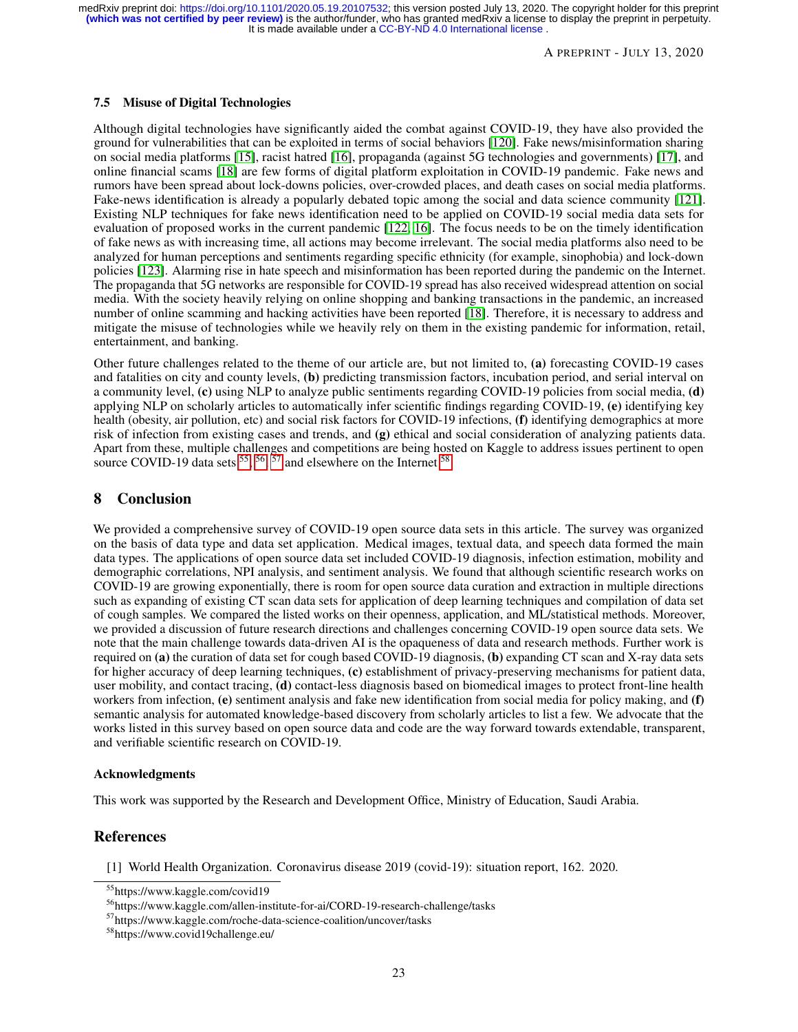### 7.5 Misuse of Digital Technologies

Although digital technologies have significantly aided the combat against COVID-19, they have also provided the ground for vulnerabilities that can be exploited in terms of social behaviors [120]. Fake news/misinformation sharing on social media platforms [15], racist hatred [16], propaganda (against 5G technologies and governments) [17], and online financial scams [18] are few forms of digital platform exploitation in COVID-19 pandemic. Fake news and rumors have been spread about lock-downs policies, over-crowded places, and death cases on social media platforms. Fake-news identification is already a popularly debated topic among the social and data science community [121]. Existing NLP techniques for fake news identification need to be applied on COVID-19 social media data sets for evaluation of proposed works in the current pandemic [122, 16]. The focus needs to be on the timely identification of fake news as with increasing time, all actions may become irrelevant. The social media platforms also need to be analyzed for human perceptions and sentiments regarding specific ethnicity (for example, sinophobia) and lock-down policies [123]. Alarming rise in hate speech and misinformation has been reported during the pandemic on the Internet. The propaganda that 5G networks are responsible for COVID-19 spread has also received widespread attention on social media. With the society heavily relying on online shopping and banking transactions in the pandemic, an increased number of online scamming and hacking activities have been reported [18]. Therefore, it is necessary to address and mitigate the misuse of technologies while we heavily rely on them in the existing pandemic for information, retail, entertainment, and banking.

Other future challenges related to the theme of our article are, but not limited to, **(a)** forecasting COVID-19 cases and fatalities on city and county levels, **(b)** predicting transmission factors, incubation period, and serial interval on a community level, **(c)** using NLP to analyze public sentiments regarding COVID-19 policies from social media, **(d)** applying NLP on scholarly articles to automatically infer scientific findings regarding COVID-19, **(e)** identifying key health (obesity, air pollution, etc) and social risk factors for COVID-19 infections, **(f)** identifying demographics at more risk of infection from existing cases and trends, and **(g)** ethical and social consideration of analyzing patients data. Apart from these, multiple challenges and competitions are being hosted on Kaggle to address issues pertinent to open source COVID-19 data sets [55], [56], [57] and elsewhere on the Internet [58].

## 8 Conclusion

We provided a comprehensive survey of COVID-19 open source data sets in this article. The survey was organized on the basis of data type and data set application. Medical images, textual data, and speech data formed the main data types. The applications of open source data set included COVID-19 diagnosis, infection estimation, mobility and demographic correlations, NPI analysis, and sentiment analysis. We found that although scientific research works on COVID-19 are growing exponentially, there is room for open source data curation and extraction in multiple directions such as expanding of existing CT scan data sets for application of deep learning techniques and compilation of data set of cough samples. We compared the listed works on their openness, application, and ML/statistical methods. Moreover, we provided a discussion of future research directions and challenges concerning COVID-19 open source data sets. We note that the main challenge towards data-driven AI is the opaqueness of data and research methods. Further work is required on **(a)** the curation of data set for cough based COVID-19 diagnosis, **(b)** expanding CT scan and X-ray data sets for higher accuracy of deep learning techniques, **(c)** establishment of privacy-preserving mechanisms for patient data, user mobility, and contact tracing, **(d)** contact-less diagnosis based on biomedical images to protect front-line health workers from infection, **(e)** sentiment analysis and fake new identification from social media for policy making, and **(f)** semantic analysis for automated knowledge-based discovery from scholarly articles to list a few. We advocate that the works listed in this survey based on open source data and code are the way forward towards extendable, transparent, and verifiable scientific research on COVID-19.

### Acknowledgments

This work was supported by the Research and Development Office, Ministry of Education, Saudi Arabia.

## References

[1] World Health Organization. Coronavirus disease 2019 (covid-19): situation report, 162. 2020.

[55] https://www.kaggle.com/covid19

[56] https://www.kaggle.com/allen-institute-for-ai/CORD-19-research-challenge/tasks

[57] https://www.kaggle.com/roche-data-science-coalition/uncover/tasks

[58] https://www.covid19challenge.eu/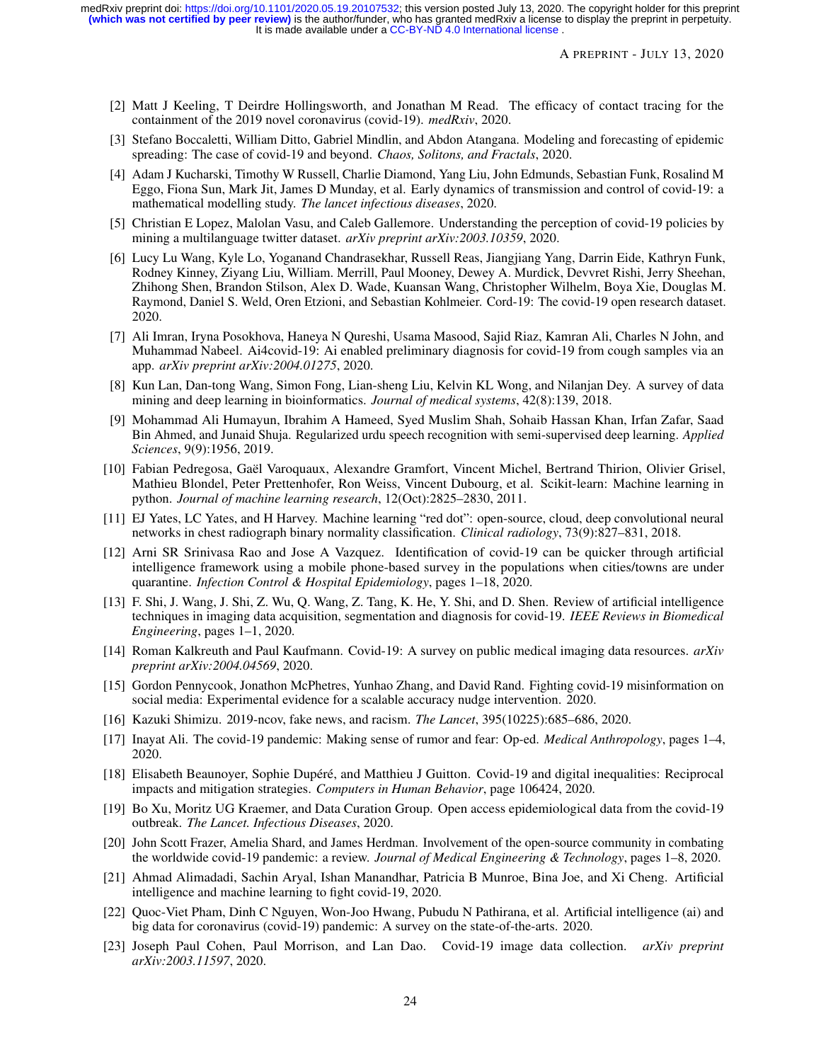[2] Matt J Keeling, T Deirdre Hollingsworth, and Jonathan M Read. The efficacy of contact tracing for the containment of the 2019 novel coronavirus (covid-19). *medRxiv*, 2020.

[3] Stefano Boccaletti, William Ditto, Gabriel Mindlin, and Abdon Atangana. Modeling and forecasting of epidemic spreading: The case of covid-19 and beyond. *Chaos, Solitons, and Fractals*, 2020.

[4] Adam J Kucharski, Timothy W Russell, Charlie Diamond, Yang Liu, John Edmunds, Sebastian Funk, Rosalind M Eggo, Fiona Sun, Mark Jit, James D Munday, et al. Early dynamics of transmission and control of covid-19: a mathematical modelling study. *The lancet infectious diseases*, 2020.

[5] Christian E Lopez, Malolan Vasu, and Caleb Gallemore. Understanding the perception of covid-19 policies by mining a multilanguage twitter dataset. *arXiv preprint arXiv:2003.10359*, 2020.

[6] Lucy Lu Wang, Kyle Lo, Yoganand Chandrasekhar, Russell Reas, Jiangjiang Yang, Darrin Eide, Kathryn Funk, Rodney Kinney, Ziyang Liu, William. Merrill, Paul Mooney, Dewey A. Murdick, Devvret Rishi, Jerry Sheehan, Zhihong Shen, Brandon Stilson, Alex D. Wade, Kuansan Wang, Christopher Wilhelm, Boya Xie, Douglas M. Raymond, Daniel S. Weld, Oren Etzioni, and Sebastian Kohlmeier. Cord-19: The covid-19 open research dataset. 2020.

[7] Ali Imran, Iryna Posokhova, Haneya N Qureshi, Usama Masood, Sajid Riaz, Kamran Ali, Charles N John, and Muhammad Nabeel. Ai4covid-19: Ai enabled preliminary diagnosis for covid-19 from cough samples via an app. *arXiv preprint arXiv:2004.01275*, 2020.

[8] Kun Lan, Dan-tong Wang, Simon Fong, Lian-sheng Liu, Kelvin KL Wong, and Nilanjan Dey. A survey of data mining and deep learning in bioinformatics. *Journal of medical systems*, 42(8):139, 2018.

[9] Mohammad Ali Humayun, Ibrahim A Hameed, Syed Muslim Shah, Sohaib Hassan Khan, Irfan Zafar, Saad Bin Ahmed, and Junaid Shuja. Regularized urdu speech recognition with semi-supervised deep learning. *Applied Sciences*, 9(9):1956, 2019.

[10] Fabian Pedregosa, Gaël Varoquaux, Alexandre Gramfort, Vincent Michel, Bertrand Thirion, Olivier Grisel, Mathieu Blondel, Peter Prettenhofer, Ron Weiss, Vincent Dubourg, et al. Scikit-learn: Machine learning in python. *Journal of machine learning research*, 12(Oct):2825–2830, 2011.

[11] EJ Yates, LC Yates, and H Harvey. Machine learning "red dot": open-source, cloud, deep convolutional neural networks in chest radiograph binary normality classification. *Clinical radiology*, 73(9):827–831, 2018.

[12] Arni SR Srinivasa Rao and Jose A Vazquez. Identification of covid-19 can be quicker through artificial intelligence framework using a mobile phone-based survey in the populations when cities/towns are under quarantine. *Infection Control & Hospital Epidemiology*, pages 1–18, 2020.

[13] F. Shi, J. Wang, J. Shi, Z. Wu, Q. Wang, Z. Tang, K. He, Y. Shi, and D. Shen. Review of artificial intelligence techniques in imaging data acquisition, segmentation and diagnosis for covid-19. *IEEE Reviews in Biomedical Engineering*, pages 1–1, 2020.

[14] Roman Kalkreuth and Paul Kaufmann. Covid-19: A survey on public medical imaging data resources. *arXiv preprint arXiv:2004.04569*, 2020.

[15] Gordon Pennycook, Jonathon McPhetres, Yunhao Zhang, and David Rand. Fighting covid-19 misinformation on social media: Experimental evidence for a scalable accuracy nudge intervention. 2020.

[16] Kazuki Shimizu. 2019-ncov, fake news, and racism. *The Lancet*, 395(10225):685–686, 2020.

[17] Inayat Ali. The covid-19 pandemic: Making sense of rumor and fear: Op-ed. *Medical Anthropology*, pages 1–4, 2020.

[18] Elisabeth Beaunoyer, Sophie Dupéré, and Matthieu J Guitton. Covid-19 and digital inequalities: Reciprocal impacts and mitigation strategies. *Computers in Human Behavior*, page 106424, 2020.

[19] Bo Xu, Moritz UG Kraemer, and Data Curation Group. Open access epidemiological data from the covid-19 outbreak. *The Lancet. Infectious Diseases*, 2020.

[20] John Scott Frazer, Amelia Shard, and James Herdman. Involvement of the open-source community in combating the worldwide covid-19 pandemic: a review. *Journal of Medical Engineering & Technology*, pages 1–8, 2020.

[21] Ahmad Alimadadi, Sachin Aryal, Ishan Manandhar, Patricia B Munroe, Bina Joe, and Xi Cheng. Artificial intelligence and machine learning to fight covid-19, 2020.

[22] Quoc-Viet Pham, Dinh C Nguyen, Won-Joo Hwang, Pubudu N Pathirana, et al. Artificial intelligence (ai) and big data for coronavirus (covid-19) pandemic: A survey on the state-of-the-arts. 2020.

[23] Joseph Paul Cohen, Paul Morrison, and Lan Dao. Covid-19 image data collection. *arXiv preprint arXiv:2003.11597*, 2020.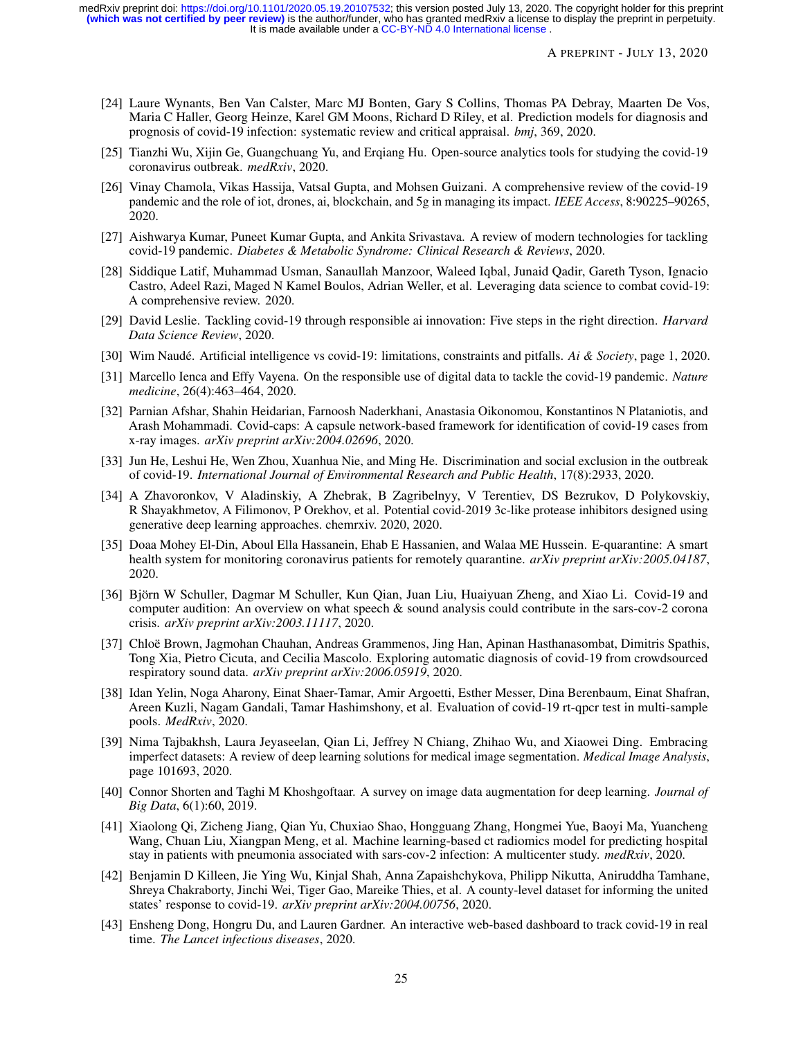[24] Laure Wynants, Ben Van Calster, Marc MJ Bonten, Gary S Collins, Thomas PA Debray, Maarten De Vos, Maria C Haller, Georg Heinze, Karel GM Moons, Richard D Riley, et al. Prediction models for diagnosis and prognosis of covid-19 infection: systematic review and critical appraisal. *bmj*, 369, 2020.

[25] Tianzhi Wu, Xijin Ge, Guangchuang Yu, and Erqiang Hu. Open-source analytics tools for studying the covid-19 coronavirus outbreak. *medRxiv*, 2020.

[26] Vinay Chamola, Vikas Hassija, Vatsal Gupta, and Mohsen Guizani. A comprehensive review of the covid-19 pandemic and the role of iot, drones, ai, blockchain, and 5g in managing its impact. *IEEE Access*, 8:90225–90265, 2020.

[27] Aishwarya Kumar, Puneet Kumar Gupta, and Ankita Srivastava. A review of modern technologies for tackling covid-19 pandemic. *Diabetes & Metabolic Syndrome: Clinical Research & Reviews*, 2020.

[28] Siddique Latif, Muhammad Usman, Sanaullah Manzoor, Waleed Iqbal, Junaid Qadir, Gareth Tyson, Ignacio Castro, Adeel Razi, Maged N Kamel Boulos, Adrian Weller, et al. Leveraging data science to combat covid-19: A comprehensive review. 2020.

[29] David Leslie. Tackling covid-19 through responsible ai innovation: Five steps in the right direction. *Harvard Data Science Review*, 2020.

[30] Wim Naudé. Artificial intelligence vs covid-19: limitations, constraints and pitfalls. *Ai & Society*, page 1, 2020.

[31] Marcello Ienca and Effy Vayena. On the responsible use of digital data to tackle the covid-19 pandemic. *Nature medicine*, 26(4):463–464, 2020.

[32] Parnian Afshar, Shahin Heidarian, Farnoosh Naderkhani, Anastasia Oikonomou, Konstantinos N Plataniotis, and Arash Mohammadi. Covid-caps: A capsule network-based framework for identification of covid-19 cases from x-ray images. *arXiv preprint arXiv:2004.02696*, 2020.

[33] Jun He, Leshui He, Wen Zhou, Xuanhua Nie, and Ming He. Discrimination and social exclusion in the outbreak of covid-19. *International Journal of Environmental Research and Public Health*, 17(8):2933, 2020.

[34] A Zhavoronkov, V Aladinskiy, A Zhebrak, B Zagribelnyy, V Terentiev, DS Bezrukov, D Polykovskiy, R Shayakhmetov, A Filimonov, P Orekhov, et al. Potential covid-2019 3c-like protease inhibitors designed using generative deep learning approaches. chemrxiv. 2020, 2020.

[35] Doaa Mohey El-Din, Aboul Ella Hassanein, Ehab E Hassanien, and Walaa ME Hussein. E-quarantine: A smart health system for monitoring coronavirus patients for remotely quarantine. *arXiv preprint arXiv:2005.04187*, 2020.

[36] Björn W Schuller, Dagmar M Schuller, Kun Qian, Juan Liu, Huaiyuan Zheng, and Xiao Li. Covid-19 and computer audition: An overview on what speech & sound analysis could contribute in the sars-cov-2 corona crisis. *arXiv preprint arXiv:2003.11117*, 2020.

[37] Chloë Brown, Jagmohan Chauhan, Andreas Grammenos, Jing Han, Apinan Hasthanasombat, Dimitris Spathis, Tong Xia, Pietro Cicuta, and Cecilia Mascolo. Exploring automatic diagnosis of covid-19 from crowdsourced respiratory sound data. *arXiv preprint arXiv:2006.05919*, 2020.

[38] Idan Yelin, Noga Aharony, Einat Shaer-Tamar, Amir Argoetti, Esther Messer, Dina Berenbaum, Einat Shafran, Areen Kuzli, Nagam Gandali, Tamar Hashimshony, et al. Evaluation of covid-19 rt-qpcr test in multi-sample pools. *MedRxiv*, 2020.

[39] Nima Tajbakhsh, Laura Jeyaseelan, Qian Li, Jeffrey N Chiang, Zhihao Wu, and Xiaowei Ding. Embracing imperfect datasets: A review of deep learning solutions for medical image segmentation. *Medical Image Analysis*, page 101693, 2020.

[40] Connor Shorten and Taghi M Khoshgoftaar. A survey on image data augmentation for deep learning. *Journal of Big Data*, 6(1):60, 2019.

[41] Xiaolong Qi, Zicheng Jiang, Qian Yu, Chuxiao Shao, Hongguang Zhang, Hongmei Yue, Baoyi Ma, Yuancheng Wang, Chuan Liu, Xiangpan Meng, et al. Machine learning-based ct radiomics model for predicting hospital stay in patients with pneumonia associated with sars-cov-2 infection: A multicenter study. *medRxiv*, 2020.

[42] Benjamin D Killeen, Jie Ying Wu, Kinjal Shah, Anna Zapaishchykova, Philipp Nikutta, Aniruddha Tamhane, Shreya Chakraborty, Jinchi Wei, Tiger Gao, Mareike Thies, et al. A county-level dataset for informing the united states' response to covid-19. *arXiv preprint arXiv:2004.00756*, 2020.

[43] Ensheng Dong, Hongru Du, and Lauren Gardner. An interactive web-based dashboard to track covid-19 in real time. *The Lancet infectious diseases*, 2020.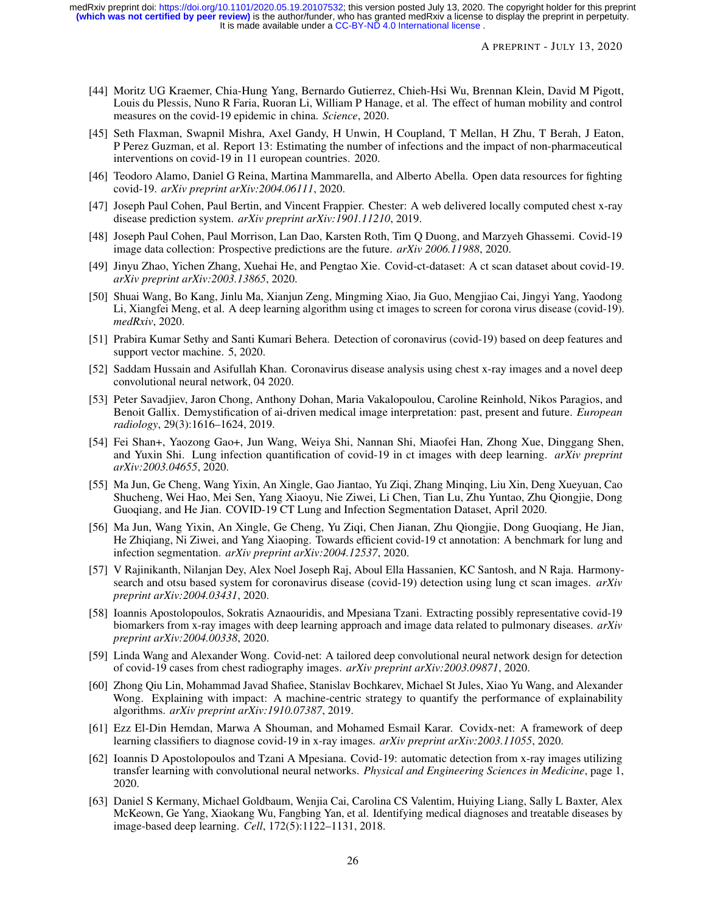[44] Moritz UG Kraemer, Chia-Hung Yang, Bernardo Gutierrez, Chieh-Hsi Wu, Brennan Klein, David M Pigott, Louis du Plessis, Nuno R Faria, Ruoran Li, William P Hanage, et al. The effect of human mobility and control measures on the covid-19 epidemic in china. *Science*, 2020.

[45] Seth Flaxman, Swapnil Mishra, Axel Gandy, H Unwin, H Coupland, T Mellan, H Zhu, T Berah, J Eaton, P Perez Guzman, et al. Report 13: Estimating the number of infections and the impact of non-pharmaceutical interventions on covid-19 in 11 european countries. 2020.

[46] Teodoro Alamo, Daniel G Reina, Martina Mammarella, and Alberto Abella. Open data resources for fighting covid-19. *arXiv preprint arXiv:2004.06111*, 2020.

[47] Joseph Paul Cohen, Paul Bertin, and Vincent Frappier. Chester: A web delivered locally computed chest x-ray disease prediction system. *arXiv preprint arXiv:1901.11210*, 2019.

[48] Joseph Paul Cohen, Paul Morrison, Lan Dao, Karsten Roth, Tim Q Duong, and Marzyeh Ghassemi. Covid-19 image data collection: Prospective predictions are the future. *arXiv 2006.11988*, 2020.

[49] Jinyu Zhao, Yichen Zhang, Xuehai He, and Pengtao Xie. Covid-ct-dataset: A ct scan dataset about covid-19. *arXiv preprint arXiv:2003.13865*, 2020.

[50] Shuai Wang, Bo Kang, Jinlu Ma, Xianjun Zeng, Mingming Xiao, Jia Guo, Mengjiao Cai, Jingyi Yang, Yaodong Li, Xiangfei Meng, et al. A deep learning algorithm using ct images to screen for corona virus disease (covid-19). *medRxiv*, 2020.

[51] Prabira Kumar Sethy and Santi Kumari Behera. Detection of coronavirus (covid-19) based on deep features and support vector machine. 5, 2020.

[52] Saddam Hussain and Asifullah Khan. Coronavirus disease analysis using chest x-ray images and a novel deep convolutional neural network, 04 2020.

[53] Peter Savadjiev, Jaron Chong, Anthony Dohan, Maria Vakalopoulou, Caroline Reinhold, Nikos Paragios, and Benoit Gallix. Demystification of ai-driven medical image interpretation: past, present and future. *European radiology*, 29(3):1616–1624, 2019.

[54] Fei Shan+, Yaozong Gao+, Jun Wang, Weiya Shi, Nannan Shi, Miaofei Han, Zhong Xue, Dinggang Shen, and Yuxin Shi. Lung infection quantification of covid-19 in ct images with deep learning. *arXiv preprint arXiv:2003.04655*, 2020.

[55] Ma Jun, Ge Cheng, Wang Yixin, An Xingle, Gao Jiantao, Yu Ziqi, Zhang Minqing, Liu Xin, Deng Xueyuan, Cao Shucheng, Wei Hao, Mei Sen, Yang Xiaoyu, Nie Ziwei, Li Chen, Tian Lu, Zhu Yuntao, Zhu Qiongjie, Dong Guoqiang, and He Jian. COVID-19 CT Lung and Infection Segmentation Dataset, April 2020.

[56] Ma Jun, Wang Yixin, An Xingle, Ge Cheng, Yu Ziqi, Chen Jianan, Zhu Qiongjie, Dong Guoqiang, He Jian, He Zhiqiang, Ni Ziwei, and Yang Xiaoping. Towards efficient covid-19 ct annotation: A benchmark for lung and infection segmentation. *arXiv preprint arXiv:2004.12537*, 2020.

[57] V Rajinikanth, Nilanjan Dey, Alex Noel Joseph Raj, Aboul Ella Hassanien, KC Santosh, and N Raja. Harmony-search and otsu based system for coronavirus disease (covid-19) detection using lung ct scan images. *arXiv preprint arXiv:2004.03431*, 2020.

[58] Ioannis Apostolopoulos, Sokratis Aznaouridis, and Mpesiana Tzani. Extracting possibly representative covid-19 biomarkers from x-ray images with deep learning approach and image data related to pulmonary diseases. *arXiv preprint arXiv:2004.00338*, 2020.

[59] Linda Wang and Alexander Wong. Covid-net: A tailored deep convolutional neural network design for detection of covid-19 cases from chest radiography images. *arXiv preprint arXiv:2003.09871*, 2020.

[60] Zhong Qiu Lin, Mohammad Javad Shafiee, Stanislav Bochkarev, Michael St Jules, Xiao Yu Wang, and Alexander Wong. Explaining with impact: A machine-centric strategy to quantify the performance of explainability algorithms. *arXiv preprint arXiv:1910.07387*, 2019.

[61] Ezz El-Din Hemdan, Marwa A Shouman, and Mohamed Esmail Karar. Covidx-net: A framework of deep learning classifiers to diagnose covid-19 in x-ray images. *arXiv preprint arXiv:2003.11055*, 2020.

[62] Ioannis D Apostolopoulos and Tzani A Mpesiana. Covid-19: automatic detection from x-ray images utilizing transfer learning with convolutional neural networks. *Physical and Engineering Sciences in Medicine*, page 1, 2020.

[63] Daniel S Kermany, Michael Goldbaum, Wenjia Cai, Carolina CS Valentim, Huiying Liang, Sally L Baxter, Alex McKeown, Ge Yang, Xiaokang Wu, Fangbing Yan, et al. Identifying medical diagnoses and treatable diseases by image-based deep learning. *Cell*, 172(5):1122–1131, 2018.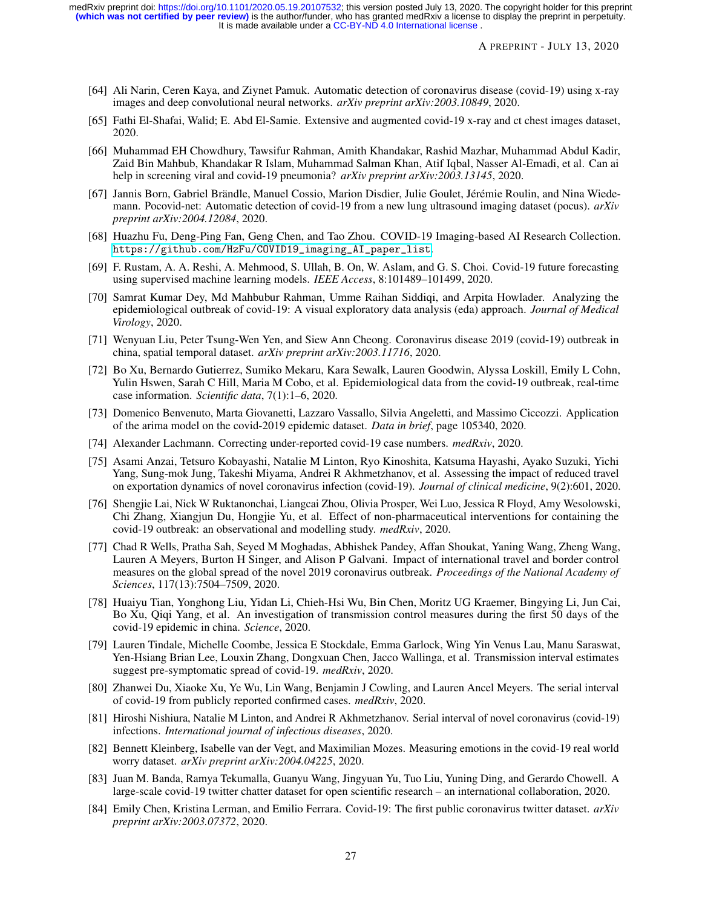[64] Ali Narin, Ceren Kaya, and Ziynet Pamuk. Automatic detection of coronavirus disease (covid-19) using x-ray images and deep convolutional neural networks. *arXiv preprint arXiv:2003.10849*, 2020.

[65] Fathi El-Shafai, Walid; E. Abd El-Samie. Extensive and augmented covid-19 x-ray and ct chest images dataset, 2020.

[66] Muhammad EH Chowdhury, Tawsifur Rahman, Amith Khandakar, Rashid Mazhar, Muhammad Abdul Kadir, Zaid Bin Mahbub, Khandakar R Islam, Muhammad Salman Khan, Atif Iqbal, Nasser Al-Emadi, et al. Can ai help in screening viral and covid-19 pneumonia? *arXiv preprint arXiv:2003.13145*, 2020.

[67] Jannis Born, Gabriel Brändle, Manuel Cossio, Marion Disdier, Julie Goulet, Jérémie Roulin, and Nina Wiedemann. Pocovid-net: Automatic detection of covid-19 from a new lung ultrasound imaging dataset (pocus). *arXiv preprint arXiv:2004.12084*, 2020.

[68] Huazhu Fu, Deng-Ping Fan, Geng Chen, and Tao Zhou. COVID-19 Imaging-based AI Research Collection. https://github.com/HzFu/COVID19_imaging_AI_paper_list.

[69] F. Rustam, A. A. Reshi, A. Mehmood, S. Ullah, B. On, W. Aslam, and G. S. Choi. Covid-19 future forecasting using supervised machine learning models. *IEEE Access*, 8:101489–101499, 2020.

[70] Samrat Kumar Dey, Md Mahbubur Rahman, Umme Raihan Siddiqi, and Arpita Howlader. Analyzing the epidemiological outbreak of covid-19: A visual exploratory data analysis (eda) approach. *Journal of Medical Virology*, 2020.

[71] Wenyuan Liu, Peter Tsung-Wen Yen, and Siew Ann Cheong. Coronavirus disease 2019 (covid-19) outbreak in china, spatial temporal dataset. *arXiv preprint arXiv:2003.11716*, 2020.

[72] Bo Xu, Bernardo Gutierrez, Sumiko Mekaru, Kara Sewalk, Lauren Goodwin, Alyssa Loskill, Emily L Cohn, Yulin Hswen, Sarah C Hill, Maria M Cobo, et al. Epidemiological data from the covid-19 outbreak, real-time case information. *Scientific data*, 7(1):1–6, 2020.

[73] Domenico Benvenuto, Marta Giovanetti, Lazzaro Vassallo, Silvia Angeletti, and Massimo Ciccozzi. Application of the arima model on the covid-2019 epidemic dataset. *Data in brief*, page 105340, 2020.

[74] Alexander Lachmann. Correcting under-reported covid-19 case numbers. *medRxiv*, 2020.

[75] Asami Anzai, Tetsuro Kobayashi, Natalie M Linton, Ryo Kinoshita, Katsuma Hayashi, Ayako Suzuki, Yichi Yang, Sung-mok Jung, Takeshi Miyama, Andrei R Akhmetzhanov, et al. Assessing the impact of reduced travel on exportation dynamics of novel coronavirus infection (covid-19). *Journal of clinical medicine*, 9(2):601, 2020.

[76] Shengjie Lai, Nick W Ruktanonchai, Liangcai Zhou, Olivia Prosper, Wei Luo, Jessica R Floyd, Amy Wesolowski, Chi Zhang, Xiangjun Du, Hongjie Yu, et al. Effect of non-pharmaceutical interventions for containing the covid-19 outbreak: an observational and modelling study. *medRxiv*, 2020.

[77] Chad R Wells, Pratha Sah, Seyed M Moghadas, Abhishek Pandey, Affan Shoukat, Yaning Wang, Zheng Wang, Lauren A Meyers, Burton H Singer, and Alison P Galvani. Impact of international travel and border control measures on the global spread of the novel 2019 coronavirus outbreak. *Proceedings of the National Academy of Sciences*, 117(13):7504–7509, 2020.

[78] Huaiyu Tian, Yonghong Liu, Yidan Li, Chieh-Hsi Wu, Bin Chen, Moritz UG Kraemer, Bingying Li, Jun Cai, Bo Xu, Qiqi Yang, et al. An investigation of transmission control measures during the first 50 days of the covid-19 epidemic in china. *Science*, 2020.

[79] Lauren Tindale, Michelle Coombe, Jessica E Stockdale, Emma Garlock, Wing Yin Venus Lau, Manu Saraswat, Yen-Hsiang Brian Lee, Louxin Zhang, Dongxuan Chen, Jacco Wallinga, et al. Transmission interval estimates suggest pre-symptomatic spread of covid-19. *medRxiv*, 2020.

[80] Zhanwei Du, Xiaoke Xu, Ye Wu, Lin Wang, Benjamin J Cowling, and Lauren Ancel Meyers. The serial interval of covid-19 from publicly reported confirmed cases. *medRxiv*, 2020.

[81] Hiroshi Nishiura, Natalie M Linton, and Andrei R Akhmetzhanov. Serial interval of novel coronavirus (covid-19) infections. *International journal of infectious diseases*, 2020.

[82] Bennett Kleinberg, Isabelle van der Vegt, and Maximilian Mozes. Measuring emotions in the covid-19 real world worry dataset. *arXiv preprint arXiv:2004.04225*, 2020.

[83] Juan M. Banda, Ramya Tekumalla, Guanyu Wang, Jingyuan Yu, Tuo Liu, Yuning Ding, and Gerardo Chowell. A large-scale covid-19 twitter chatter dataset for open scientific research – an international collaboration, 2020.

[84] Emily Chen, Kristina Lerman, and Emilio Ferrara. Covid-19: The first public coronavirus twitter dataset. *arXiv preprint arXiv:2003.07372*, 2020.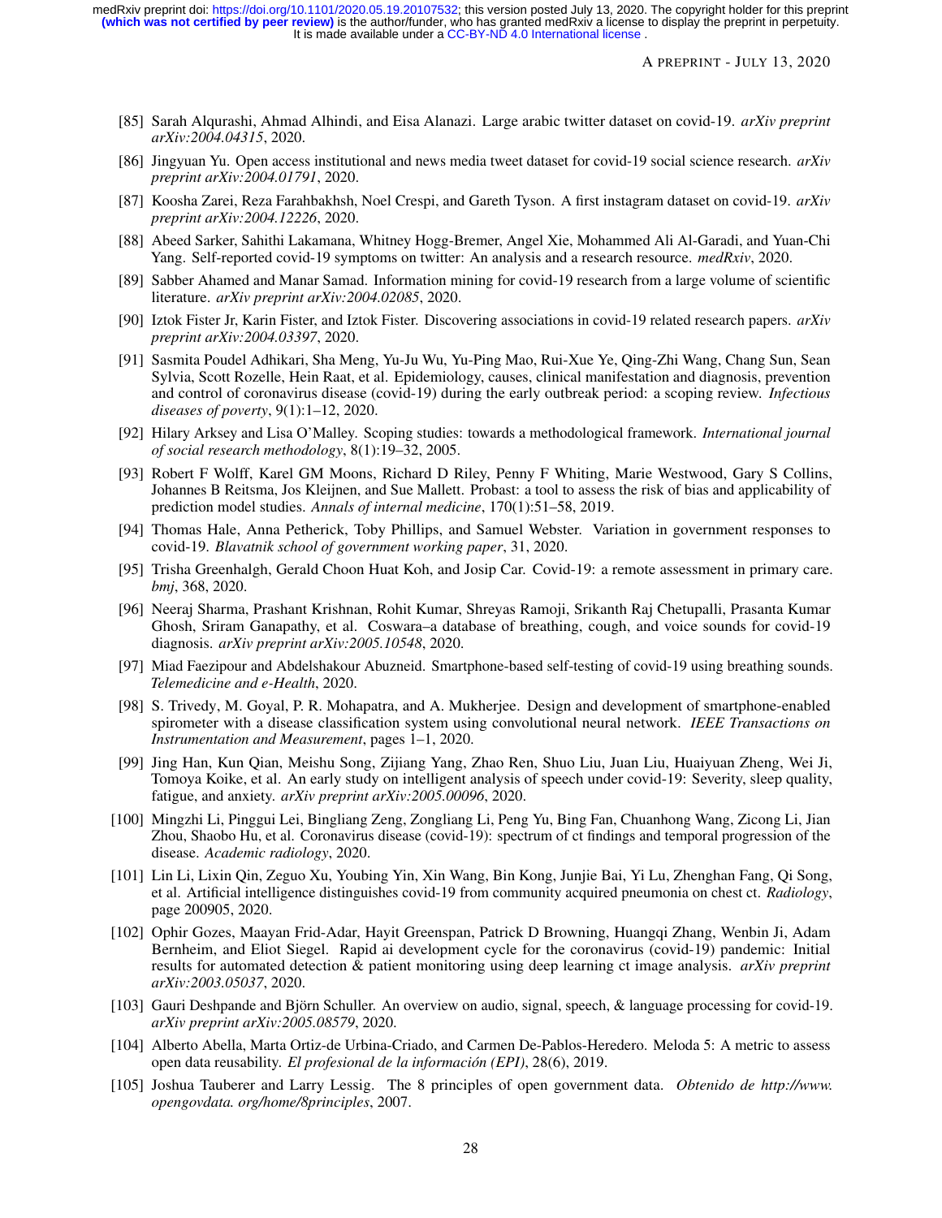[85] Sarah Alqurashi, Ahmad Alhindi, and Eisa Alanazi. Large arabic twitter dataset on covid-19. *arXiv preprint arXiv:2004.04315*, 2020.

[86] Jingyuan Yu. Open access institutional and news media tweet dataset for covid-19 social science research. *arXiv preprint arXiv:2004.01791*, 2020.

[87] Koosha Zarei, Reza Farahbakhsh, Noel Crespi, and Gareth Tyson. A first instagram dataset on covid-19. *arXiv preprint arXiv:2004.12226*, 2020.

[88] Abeed Sarker, Sahithi Lakamana, Whitney Hogg-Bremer, Angel Xie, Mohammed Ali Al-Garadi, and Yuan-Chi Yang. Self-reported covid-19 symptoms on twitter: An analysis and a research resource. *medRxiv*, 2020.

[89] Sabber Ahamed and Manar Samad. Information mining for covid-19 research from a large volume of scientific literature. *arXiv preprint arXiv:2004.02085*, 2020.

[90] Iztok Fister Jr, Karin Fister, and Iztok Fister. Discovering associations in covid-19 related research papers. *arXiv preprint arXiv:2004.03397*, 2020.

[91] Sasmita Poudel Adhikari, Sha Meng, Yu-Ju Wu, Yu-Ping Mao, Rui-Xue Ye, Qing-Zhi Wang, Chang Sun, Sean Sylvia, Scott Rozelle, Hein Raat, et al. Epidemiology, causes, clinical manifestation and diagnosis, prevention and control of coronavirus disease (covid-19) during the early outbreak period: a scoping review. *Infectious diseases of poverty*, 9(1):1–12, 2020.

[92] Hilary Arksey and Lisa O'Malley. Scoping studies: towards a methodological framework. *International journal of social research methodology*, 8(1):19–32, 2005.

[93] Robert F Wolff, Karel GM Moons, Richard D Riley, Penny F Whiting, Marie Westwood, Gary S Collins, Johannes B Reitsma, Jos Kleijnen, and Sue Mallett. Probast: a tool to assess the risk of bias and applicability of prediction model studies. *Annals of internal medicine*, 170(1):51–58, 2019.

[94] Thomas Hale, Anna Petherick, Toby Phillips, and Samuel Webster. Variation in government responses to covid-19. *Blavatnik school of government working paper*, 31, 2020.

[95] Trisha Greenhalgh, Gerald Choon Huat Koh, and Josip Car. Covid-19: a remote assessment in primary care. *bmj*, 368, 2020.

[96] Neeraj Sharma, Prashant Krishnan, Rohit Kumar, Shreyas Ramoji, Srikanth Raj Chetupalli, Prasanta Kumar Ghosh, Sriram Ganapathy, et al. Coswara–a database of breathing, cough, and voice sounds for covid-19 diagnosis. *arXiv preprint arXiv:2005.10548*, 2020.

[97] Miad Faezipour and Abdelshakour Abuzneid. Smartphone-based self-testing of covid-19 using breathing sounds. *Telemedicine and e-Health*, 2020.

[98] S. Trivedy, M. Goyal, P. R. Mohapatra, and A. Mukherjee. Design and development of smartphone-enabled spirometer with a disease classification system using convolutional neural network. *IEEE Transactions on Instrumentation and Measurement*, pages 1–1, 2020.

[99] Jing Han, Kun Qian, Meishu Song, Zijiang Yang, Zhao Ren, Shuo Liu, Juan Liu, Huaiyuan Zheng, Wei Ji, Tomoya Koike, et al. An early study on intelligent analysis of speech under covid-19: Severity, sleep quality, fatigue, and anxiety. *arXiv preprint arXiv:2005.00096*, 2020.

[100] Mingzhi Li, Pinggui Lei, Bingliang Zeng, Zongliang Li, Peng Yu, Bing Fan, Chuanhong Wang, Zicong Li, Jian Zhou, Shaobo Hu, et al. Coronavirus disease (covid-19): spectrum of ct findings and temporal progression of the disease. *Academic radiology*, 2020.

[101] Lin Li, Lixin Qin, Zeguo Xu, Youbing Yin, Xin Wang, Bin Kong, Junjie Bai, Yi Lu, Zhenghan Fang, Qi Song, et al. Artificial intelligence distinguishes covid-19 from community acquired pneumonia on chest ct. *Radiology*, page 200905, 2020.

[102] Ophir Gozes, Maayan Frid-Adar, Hayit Greenspan, Patrick D Browning, Huangqi Zhang, Wenbin Ji, Adam Bernheim, and Eliot Siegel. Rapid ai development cycle for the coronavirus (covid-19) pandemic: Initial results for automated detection & patient monitoring using deep learning ct image analysis. *arXiv preprint arXiv:2003.05037*, 2020.

[103] Gauri Deshpande and Björn Schuller. An overview on audio, signal, speech, & language processing for covid-19. *arXiv preprint arXiv:2005.08579*, 2020.

[104] Alberto Abella, Marta Ortiz-de Urbina-Criado, and Carmen De-Pablos-Heredero. Meloda 5: A metric to assess open data reusability. *El profesional de la información (EPI)*, 28(6), 2019.

[105] Joshua Tauberer and Larry Lessig. The 8 principles of open government data. *Obtenido de http://www. opengovdata. org/home/8principles*, 2007.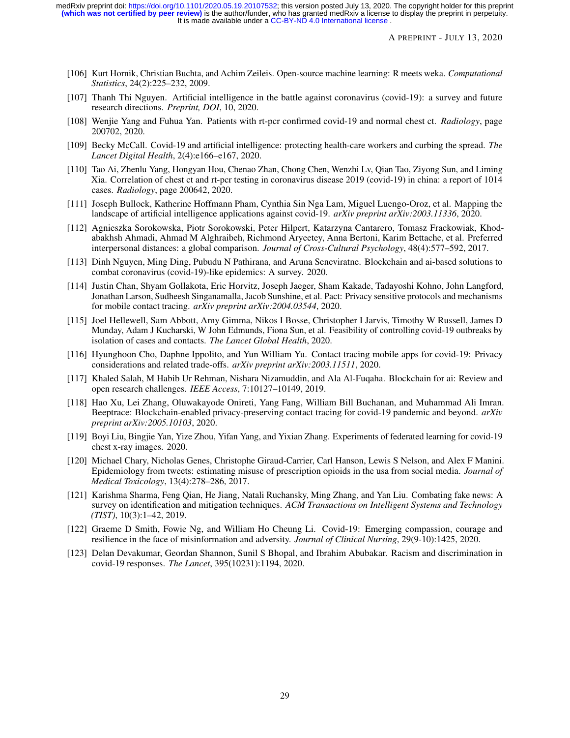[106] Kurt Hornik, Christian Buchta, and Achim Zeileis. Open-source machine learning: R meets weka. *Computational Statistics*, 24(2):225–232, 2009.

[107] Thanh Thi Nguyen. Artificial intelligence in the battle against coronavirus (covid-19): a survey and future research directions. *Preprint, DOI*, 10, 2020.

[108] Wenjie Yang and Fuhua Yan. Patients with rt-pcr confirmed covid-19 and normal chest ct. *Radiology*, page 200702, 2020.

[109] Becky McCall. Covid-19 and artificial intelligence: protecting health-care workers and curbing the spread. *The Lancet Digital Health*, 2(4):e166–e167, 2020.

[110] Tao Ai, Zhenlu Yang, Hongyan Hou, Chenao Zhan, Chong Chen, Wenzhi Lv, Qian Tao, Ziyong Sun, and Liming Xia. Correlation of chest ct and rt-pcr testing in coronavirus disease 2019 (covid-19) in china: a report of 1014 cases. *Radiology*, page 200642, 2020.

[111] Joseph Bullock, Katherine Hoffmann Pham, Cynthia Sin Nga Lam, Miguel Luengo-Oroz, et al. Mapping the landscape of artificial intelligence applications against covid-19. *arXiv preprint arXiv:2003.11336*, 2020.

[112] Agnieszka Sorokowska, Piotr Sorokowski, Peter Hilpert, Katarzyna Cantarero, Tomasz Frackowiak, Khodabakhsh Ahmadi, Ahmad M Alghraibeh, Richmond Aryeetey, Anna Bertoni, Karim Bettache, et al. Preferred interpersonal distances: a global comparison. *Journal of Cross-Cultural Psychology*, 48(4):577–592, 2017.

[113] Dinh Nguyen, Ming Ding, Pubudu N Pathirana, and Aruna Seneviratne. Blockchain and ai-based solutions to combat coronavirus (covid-19)-like epidemics: A survey. 2020.

[114] Justin Chan, Shyam Gollakota, Eric Horvitz, Joseph Jaeger, Sham Kakade, Tadayoshi Kohno, John Langford, Jonathan Larson, Sudheesh Singanamalla, Jacob Sunshine, et al. Pact: Privacy sensitive protocols and mechanisms for mobile contact tracing. *arXiv preprint arXiv:2004.03544*, 2020.

[115] Joel Hellewell, Sam Abbott, Amy Gimma, Nikos I Bosse, Christopher I Jarvis, Timothy W Russell, James D Munday, Adam J Kucharski, W John Edmunds, Fiona Sun, et al. Feasibility of controlling covid-19 outbreaks by isolation of cases and contacts. *The Lancet Global Health*, 2020.

[116] Hyunghoon Cho, Daphne Ippolito, and Yun William Yu. Contact tracing mobile apps for covid-19: Privacy considerations and related trade-offs. *arXiv preprint arXiv:2003.11511*, 2020.

[117] Khaled Salah, M Habib Ur Rehman, Nishara Nizamuddin, and Ala Al-Fuqaha. Blockchain for ai: Review and open research challenges. *IEEE Access*, 7:10127–10149, 2019.

[118] Hao Xu, Lei Zhang, Oluwakayode Onireti, Yang Fang, William Bill Buchanan, and Muhammad Ali Imran. Beeptrace: Blockchain-enabled privacy-preserving contact tracing for covid-19 pandemic and beyond. *arXiv preprint arXiv:2005.10103*, 2020.

[119] Boyi Liu, Bingjie Yan, Yize Zhou, Yifan Yang, and Yixian Zhang. Experiments of federated learning for covid-19 chest x-ray images. 2020.

[120] Michael Chary, Nicholas Genes, Christophe Giraud-Carrier, Carl Hanson, Lewis S Nelson, and Alex F Manini. Epidemiology from tweets: estimating misuse of prescription opioids in the usa from social media. *Journal of Medical Toxicology*, 13(4):278–286, 2017.

[121] Karishma Sharma, Feng Qian, He Jiang, Natali Ruchansky, Ming Zhang, and Yan Liu. Combating fake news: A survey on identification and mitigation techniques. *ACM Transactions on Intelligent Systems and Technology (TIST)*, 10(3):1–42, 2019.

[122] Graeme D Smith, Fowie Ng, and William Ho Cheung Li. Covid-19: Emerging compassion, courage and resilience in the face of misinformation and adversity. *Journal of Clinical Nursing*, 29(9-10):1425, 2020.

[123] Delan Devakumar, Geordan Shannon, Sunil S Bhopal, and Ibrahim Abubakar. Racism and discrimination in covid-19 responses. *The Lancet*, 395(10231):1194, 2020.